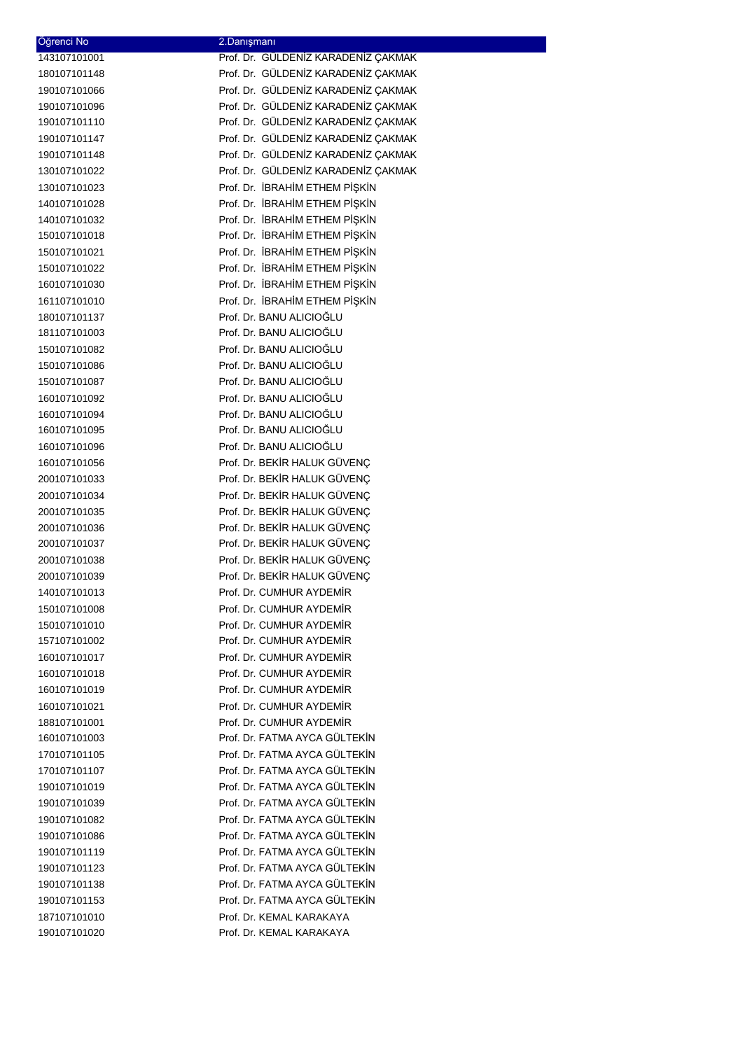| Öğrenci No | 2.Danışmanı |
| --- | --- |
| 143107101001 | Prof. Dr. GÜLDENİZ KARADENİZ ÇAKMAK |
| 180107101148 | Prof. Dr. GÜLDENİZ KARADENİZ ÇAKMAK |
| 190107101066 | Prof. Dr. GÜLDENİZ KARADENİZ ÇAKMAK |
| 190107101096 | Prof. Dr. GÜLDENİZ KARADENİZ ÇAKMAK |
| 190107101110 | Prof. Dr. GÜLDENİZ KARADENİZ ÇAKMAK |
| 190107101147 | Prof. Dr. GÜLDENİZ KARADENİZ ÇAKMAK |
| 190107101148 | Prof. Dr. GÜLDENİZ KARADENİZ ÇAKMAK |
| 130107101022 | Prof. Dr. GÜLDENİZ KARADENİZ ÇAKMAK |
| 130107101023 | Prof. Dr. İBRAHİM ETHEM PİŞKİN |
| 140107101028 | Prof. Dr. İBRAHİM ETHEM PİŞKİN |
| 140107101032 | Prof. Dr. İBRAHİM ETHEM PİŞKİN |
| 150107101018 | Prof. Dr. İBRAHİM ETHEM PİŞKİN |
| 150107101021 | Prof. Dr. İBRAHİM ETHEM PİŞKİN |
| 150107101022 | Prof. Dr. İBRAHİM ETHEM PİŞKİN |
| 160107101030 | Prof. Dr. İBRAHİM ETHEM PİŞKİN |
| 161107101010 | Prof. Dr. İBRAHİM ETHEM PİŞKİN |
| 180107101137 | Prof. Dr. BANU ALICIOĞLU |
| 181107101003 | Prof. Dr. BANU ALICIOĞLU |
| 150107101082 | Prof. Dr. BANU ALICIOĞLU |
| 150107101086 | Prof. Dr. BANU ALICIOĞLU |
| 150107101087 | Prof. Dr. BANU ALICIOĞLU |
| 160107101092 | Prof. Dr. BANU ALICIOĞLU |
| 160107101094 | Prof. Dr. BANU ALICIOĞLU |
| 160107101095 | Prof. Dr. BANU ALICIOĞLU |
| 160107101096 | Prof. Dr. BANU ALICIOĞLU |
| 160107101056 | Prof. Dr. BEKİR HALUK GÜVENÇ |
| 200107101033 | Prof. Dr. BEKİR HALUK GÜVENÇ |
| 200107101034 | Prof. Dr. BEKİR HALUK GÜVENÇ |
| 200107101035 | Prof. Dr. BEKİR HALUK GÜVENÇ |
| 200107101036 | Prof. Dr. BEKİR HALUK GÜVENÇ |
| 200107101037 | Prof. Dr. BEKİR HALUK GÜVENÇ |
| 200107101038 | Prof. Dr. BEKİR HALUK GÜVENÇ |
| 200107101039 | Prof. Dr. BEKİR HALUK GÜVENÇ |
| 140107101013 | Prof. Dr. CUMHUR AYDEMİR |
| 150107101008 | Prof. Dr. CUMHUR AYDEMİR |
| 150107101010 | Prof. Dr. CUMHUR AYDEMİR |
| 157107101002 | Prof. Dr. CUMHUR AYDEMİR |
| 160107101017 | Prof. Dr. CUMHUR AYDEMİR |
| 160107101018 | Prof. Dr. CUMHUR AYDEMİR |
| 160107101019 | Prof. Dr. CUMHUR AYDEMİR |
| 160107101021 | Prof. Dr. CUMHUR AYDEMİR |
| 188107101001 | Prof. Dr. CUMHUR AYDEMİR |
| 160107101003 | Prof. Dr. FATMA AYCA GÜLTEKİN |
| 170107101105 | Prof. Dr. FATMA AYCA GÜLTEKİN |
| 170107101107 | Prof. Dr. FATMA AYCA GÜLTEKİN |
| 190107101019 | Prof. Dr. FATMA AYCA GÜLTEKİN |
| 190107101039 | Prof. Dr. FATMA AYCA GÜLTEKİN |
| 190107101082 | Prof. Dr. FATMA AYCA GÜLTEKİN |
| 190107101086 | Prof. Dr. FATMA AYCA GÜLTEKİN |
| 190107101119 | Prof. Dr. FATMA AYCA GÜLTEKİN |
| 190107101123 | Prof. Dr. FATMA AYCA GÜLTEKİN |
| 190107101138 | Prof. Dr. FATMA AYCA GÜLTEKİN |
| 190107101153 | Prof. Dr. FATMA AYCA GÜLTEKİN |
| 187107101010 | Prof. Dr. KEMAL KARAKAYA |
| 190107101020 | Prof. Dr. KEMAL KARAKAYA |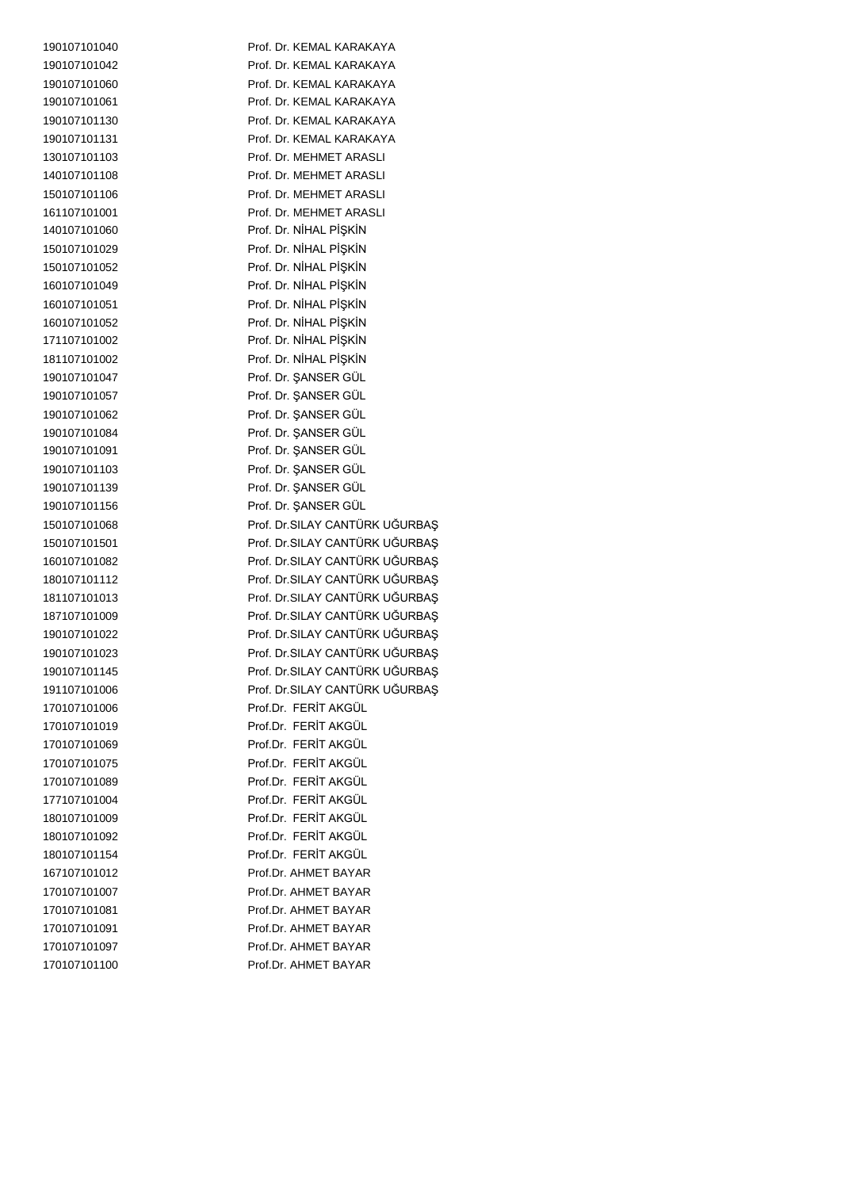| | |
|---|---|
| 190107101040 | Prof. Dr. KEMAL KARAKAYA |
| 190107101042 | Prof. Dr. KEMAL KARAKAYA |
| 190107101060 | Prof. Dr. KEMAL KARAKAYA |
| 190107101061 | Prof. Dr. KEMAL KARAKAYA |
| 190107101130 | Prof. Dr. KEMAL KARAKAYA |
| 190107101131 | Prof. Dr. KEMAL KARAKAYA |
| 130107101103 | Prof. Dr. MEHMET ARASLI |
| 140107101108 | Prof. Dr. MEHMET ARASLI |
| 150107101106 | Prof. Dr. MEHMET ARASLI |
| 161107101001 | Prof. Dr. MEHMET ARASLI |
| 140107101060 | Prof. Dr. NİHAL PİŞKİN |
| 150107101029 | Prof. Dr. NİHAL PİŞKİN |
| 150107101052 | Prof. Dr. NİHAL PİŞKİN |
| 160107101049 | Prof. Dr. NİHAL PİŞKİN |
| 160107101051 | Prof. Dr. NİHAL PİŞKİN |
| 160107101052 | Prof. Dr. NİHAL PİŞKİN |
| 171107101002 | Prof. Dr. NİHAL PİŞKİN |
| 181107101002 | Prof. Dr. NİHAL PİŞKİN |
| 190107101047 | Prof. Dr. ŞANSER GÜL |
| 190107101057 | Prof. Dr. ŞANSER GÜL |
| 190107101062 | Prof. Dr. ŞANSER GÜL |
| 190107101084 | Prof. Dr. ŞANSER GÜL |
| 190107101091 | Prof. Dr. ŞANSER GÜL |
| 190107101103 | Prof. Dr. ŞANSER GÜL |
| 190107101139 | Prof. Dr. ŞANSER GÜL |
| 190107101156 | Prof. Dr. ŞANSER GÜL |
| 150107101068 | Prof. Dr.SILAY CANTÜRK UĞURBAŞ |
| 150107101501 | Prof. Dr.SILAY CANTÜRK UĞURBAŞ |
| 160107101082 | Prof. Dr.SILAY CANTÜRK UĞURBAŞ |
| 180107101112 | Prof. Dr.SILAY CANTÜRK UĞURBAŞ |
| 181107101013 | Prof. Dr.SILAY CANTÜRK UĞURBAŞ |
| 187107101009 | Prof. Dr.SILAY CANTÜRK UĞURBAŞ |
| 190107101022 | Prof. Dr.SILAY CANTÜRK UĞURBAŞ |
| 190107101023 | Prof. Dr.SILAY CANTÜRK UĞURBAŞ |
| 190107101145 | Prof. Dr.SILAY CANTÜRK UĞURBAŞ |
| 191107101006 | Prof. Dr.SILAY CANTÜRK UĞURBAŞ |
| 170107101006 | Prof.Dr. FERİT AKGÜL |
| 170107101019 | Prof.Dr. FERİT AKGÜL |
| 170107101069 | Prof.Dr. FERİT AKGÜL |
| 170107101075 | Prof.Dr. FERİT AKGÜL |
| 170107101089 | Prof.Dr. FERİT AKGÜL |
| 177107101004 | Prof.Dr. FERİT AKGÜL |
| 180107101009 | Prof.Dr. FERİT AKGÜL |
| 180107101092 | Prof.Dr. FERİT AKGÜL |
| 180107101154 | Prof.Dr. FERİT AKGÜL |
| 167107101012 | Prof.Dr. AHMET BAYAR |
| 170107101007 | Prof.Dr. AHMET BAYAR |
| 170107101081 | Prof.Dr. AHMET BAYAR |
| 170107101091 | Prof.Dr. AHMET BAYAR |
| 170107101097 | Prof.Dr. AHMET BAYAR |
| 170107101100 | Prof.Dr. AHMET BAYAR |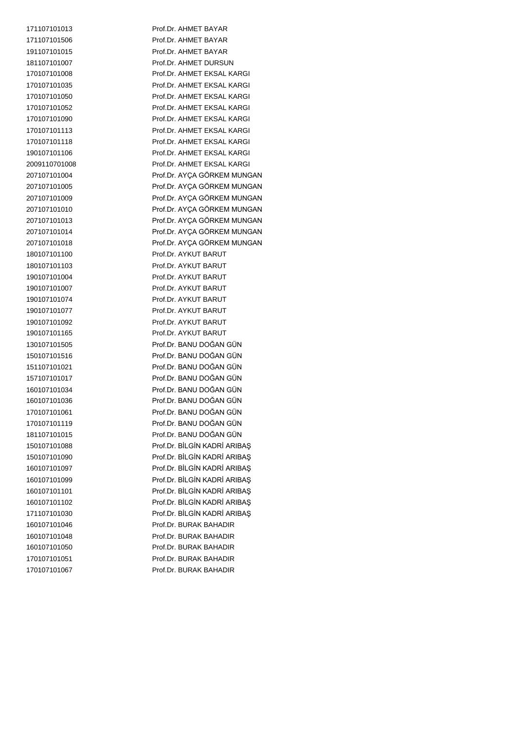| | |
|---|---|
| 171107101013 | Prof.Dr. AHMET BAYAR |
| 171107101506 | Prof.Dr. AHMET BAYAR |
| 191107101015 | Prof.Dr. AHMET BAYAR |
| 181107101007 | Prof.Dr. AHMET DURSUN |
| 170107101008 | Prof.Dr. AHMET EKSAL KARGI |
| 170107101035 | Prof.Dr. AHMET EKSAL KARGI |
| 170107101050 | Prof.Dr. AHMET EKSAL KARGI |
| 170107101052 | Prof.Dr. AHMET EKSAL KARGI |
| 170107101090 | Prof.Dr. AHMET EKSAL KARGI |
| 170107101113 | Prof.Dr. AHMET EKSAL KARGI |
| 170107101118 | Prof.Dr. AHMET EKSAL KARGI |
| 190107101106 | Prof.Dr. AHMET EKSAL KARGI |
| 2009110701008 | Prof.Dr. AHMET EKSAL KARGI |
| 207107101004 | Prof.Dr. AYÇA GÖRKEM MUNGAN |
| 207107101005 | Prof.Dr. AYÇA GÖRKEM MUNGAN |
| 207107101009 | Prof.Dr. AYÇA GÖRKEM MUNGAN |
| 207107101010 | Prof.Dr. AYÇA GÖRKEM MUNGAN |
| 207107101013 | Prof.Dr. AYÇA GÖRKEM MUNGAN |
| 207107101014 | Prof.Dr. AYÇA GÖRKEM MUNGAN |
| 207107101018 | Prof.Dr. AYÇA GÖRKEM MUNGAN |
| 180107101100 | Prof.Dr. AYKUT BARUT |
| 180107101103 | Prof.Dr. AYKUT BARUT |
| 190107101004 | Prof.Dr. AYKUT BARUT |
| 190107101007 | Prof.Dr. AYKUT BARUT |
| 190107101074 | Prof.Dr. AYKUT BARUT |
| 190107101077 | Prof.Dr. AYKUT BARUT |
| 190107101092 | Prof.Dr. AYKUT BARUT |
| 190107101165 | Prof.Dr. AYKUT BARUT |
| 130107101505 | Prof.Dr. BANU DOĞAN GÜN |
| 150107101516 | Prof.Dr. BANU DOĞAN GÜN |
| 151107101021 | Prof.Dr. BANU DOĞAN GÜN |
| 157107101017 | Prof.Dr. BANU DOĞAN GÜN |
| 160107101034 | Prof.Dr. BANU DOĞAN GÜN |
| 160107101036 | Prof.Dr. BANU DOĞAN GÜN |
| 170107101061 | Prof.Dr. BANU DOĞAN GÜN |
| 170107101119 | Prof.Dr. BANU DOĞAN GÜN |
| 181107101015 | Prof.Dr. BANU DOĞAN GÜN |
| 150107101088 | Prof.Dr. BİLGİN KADRİ ARIBAŞ |
| 150107101090 | Prof.Dr. BİLGİN KADRİ ARIBAŞ |
| 160107101097 | Prof.Dr. BİLGİN KADRİ ARIBAŞ |
| 160107101099 | Prof.Dr. BİLGİN KADRİ ARIBAŞ |
| 160107101101 | Prof.Dr. BİLGİN KADRİ ARIBAŞ |
| 160107101102 | Prof.Dr. BİLGİN KADRİ ARIBAŞ |
| 171107101030 | Prof.Dr. BİLGİN KADRİ ARIBAŞ |
| 160107101046 | Prof.Dr. BURAK BAHADIR |
| 160107101048 | Prof.Dr. BURAK BAHADIR |
| 160107101050 | Prof.Dr. BURAK BAHADIR |
| 170107101051 | Prof.Dr. BURAK BAHADIR |
| 170107101067 | Prof.Dr. BURAK BAHADIR |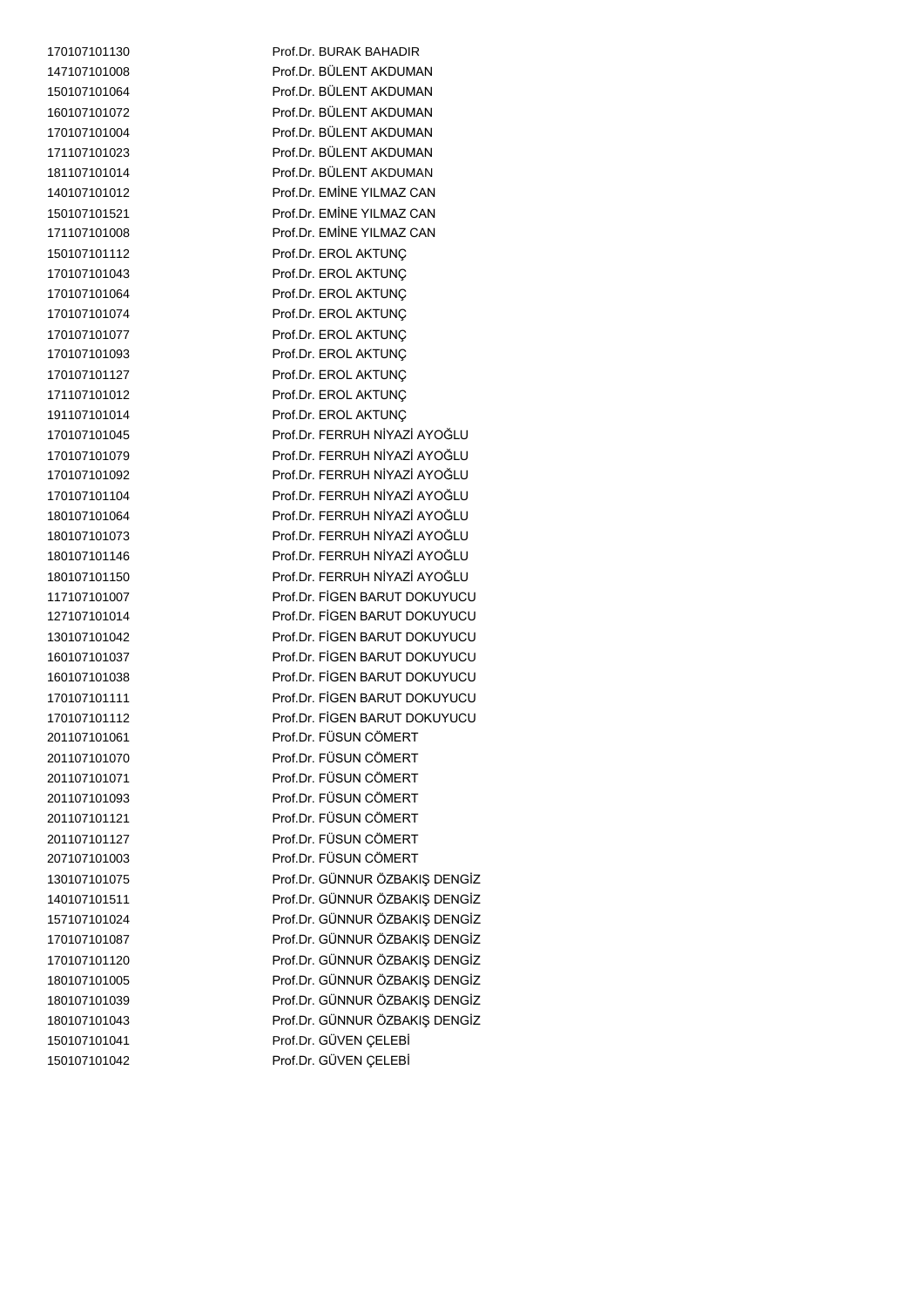| | |
|---|---|
| 170107101130 | Prof.Dr. BURAK BAHADIR |
| 147107101008 | Prof.Dr. BÜLENT AKDUMAN |
| 150107101064 | Prof.Dr. BÜLENT AKDUMAN |
| 160107101072 | Prof.Dr. BÜLENT AKDUMAN |
| 170107101004 | Prof.Dr. BÜLENT AKDUMAN |
| 171107101023 | Prof.Dr. BÜLENT AKDUMAN |
| 181107101014 | Prof.Dr. BÜLENT AKDUMAN |
| 140107101012 | Prof.Dr. EMİNE YILMAZ CAN |
| 150107101521 | Prof.Dr. EMİNE YILMAZ CAN |
| 171107101008 | Prof.Dr. EMİNE YILMAZ CAN |
| 150107101112 | Prof.Dr. EROL AKTUNÇ |
| 170107101043 | Prof.Dr. EROL AKTUNÇ |
| 170107101064 | Prof.Dr. EROL AKTUNÇ |
| 170107101074 | Prof.Dr. EROL AKTUNÇ |
| 170107101077 | Prof.Dr. EROL AKTUNÇ |
| 170107101093 | Prof.Dr. EROL AKTUNÇ |
| 170107101127 | Prof.Dr. EROL AKTUNÇ |
| 171107101012 | Prof.Dr. EROL AKTUNÇ |
| 191107101014 | Prof.Dr. EROL AKTUNÇ |
| 170107101045 | Prof.Dr. FERRUH NİYAZİ AYOĞLU |
| 170107101079 | Prof.Dr. FERRUH NİYAZİ AYOĞLU |
| 170107101092 | Prof.Dr. FERRUH NİYAZİ AYOĞLU |
| 170107101104 | Prof.Dr. FERRUH NİYAZİ AYOĞLU |
| 180107101064 | Prof.Dr. FERRUH NİYAZİ AYOĞLU |
| 180107101073 | Prof.Dr. FERRUH NİYAZİ AYOĞLU |
| 180107101146 | Prof.Dr. FERRUH NİYAZİ AYOĞLU |
| 180107101150 | Prof.Dr. FERRUH NİYAZİ AYOĞLU |
| 117107101007 | Prof.Dr. FİGEN BARUT DOKUYUCU |
| 127107101014 | Prof.Dr. FİGEN BARUT DOKUYUCU |
| 130107101042 | Prof.Dr. FİGEN BARUT DOKUYUCU |
| 160107101037 | Prof.Dr. FİGEN BARUT DOKUYUCU |
| 160107101038 | Prof.Dr. FİGEN BARUT DOKUYUCU |
| 170107101111 | Prof.Dr. FİGEN BARUT DOKUYUCU |
| 170107101112 | Prof.Dr. FİGEN BARUT DOKUYUCU |
| 201107101061 | Prof.Dr. FÜSUN CÖMERT |
| 201107101070 | Prof.Dr. FÜSUN CÖMERT |
| 201107101071 | Prof.Dr. FÜSUN CÖMERT |
| 201107101093 | Prof.Dr. FÜSUN CÖMERT |
| 201107101121 | Prof.Dr. FÜSUN CÖMERT |
| 201107101127 | Prof.Dr. FÜSUN CÖMERT |
| 207107101003 | Prof.Dr. FÜSUN CÖMERT |
| 130107101075 | Prof.Dr. GÜNNUR ÖZBAKIŞ DENGİZ |
| 140107101511 | Prof.Dr. GÜNNUR ÖZBAKIŞ DENGİZ |
| 157107101024 | Prof.Dr. GÜNNUR ÖZBAKIŞ DENGİZ |
| 170107101087 | Prof.Dr. GÜNNUR ÖZBAKIŞ DENGİZ |
| 170107101120 | Prof.Dr. GÜNNUR ÖZBAKIŞ DENGİZ |
| 180107101005 | Prof.Dr. GÜNNUR ÖZBAKIŞ DENGİZ |
| 180107101039 | Prof.Dr. GÜNNUR ÖZBAKIŞ DENGİZ |
| 180107101043 | Prof.Dr. GÜNNUR ÖZBAKIŞ DENGİZ |
| 150107101041 | Prof.Dr. GÜVEN ÇELEBİ |
| 150107101042 | Prof.Dr. GÜVEN ÇELEBİ |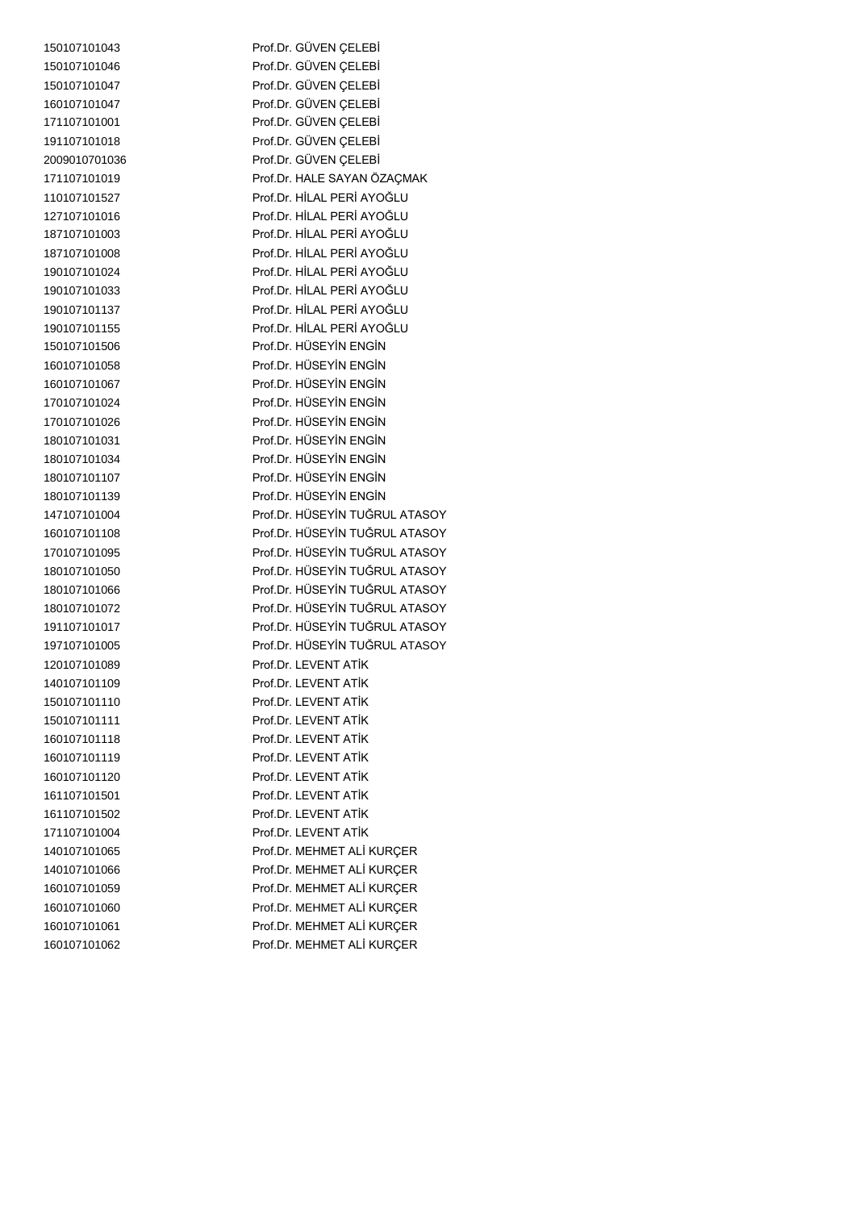| | |
|---|---|
| 150107101043 | Prof.Dr. GÜVEN ÇELEBİ |
| 150107101046 | Prof.Dr. GÜVEN ÇELEBİ |
| 150107101047 | Prof.Dr. GÜVEN ÇELEBİ |
| 160107101047 | Prof.Dr. GÜVEN ÇELEBİ |
| 171107101001 | Prof.Dr. GÜVEN ÇELEBİ |
| 191107101018 | Prof.Dr. GÜVEN ÇELEBİ |
| 2009010701036 | Prof.Dr. GÜVEN ÇELEBİ |
| 171107101019 | Prof.Dr. HALE SAYAN ÖZAÇMAK |
| 110107101527 | Prof.Dr. HİLAL PERİ AYOĞLU |
| 127107101016 | Prof.Dr. HİLAL PERİ AYOĞLU |
| 187107101003 | Prof.Dr. HİLAL PERİ AYOĞLU |
| 187107101008 | Prof.Dr. HİLAL PERİ AYOĞLU |
| 190107101024 | Prof.Dr. HİLAL PERİ AYOĞLU |
| 190107101033 | Prof.Dr. HİLAL PERİ AYOĞLU |
| 190107101137 | Prof.Dr. HİLAL PERİ AYOĞLU |
| 190107101155 | Prof.Dr. HİLAL PERİ AYOĞLU |
| 150107101506 | Prof.Dr. HÜSEYİN ENGİN |
| 160107101058 | Prof.Dr. HÜSEYİN ENGİN |
| 160107101067 | Prof.Dr. HÜSEYİN ENGİN |
| 170107101024 | Prof.Dr. HÜSEYİN ENGİN |
| 170107101026 | Prof.Dr. HÜSEYİN ENGİN |
| 180107101031 | Prof.Dr. HÜSEYİN ENGİN |
| 180107101034 | Prof.Dr. HÜSEYİN ENGİN |
| 180107101107 | Prof.Dr. HÜSEYİN ENGİN |
| 180107101139 | Prof.Dr. HÜSEYİN ENGİN |
| 147107101004 | Prof.Dr. HÜSEYİN TUĞRUL ATASOY |
| 160107101108 | Prof.Dr. HÜSEYİN TUĞRUL ATASOY |
| 170107101095 | Prof.Dr. HÜSEYİN TUĞRUL ATASOY |
| 180107101050 | Prof.Dr. HÜSEYİN TUĞRUL ATASOY |
| 180107101066 | Prof.Dr. HÜSEYİN TUĞRUL ATASOY |
| 180107101072 | Prof.Dr. HÜSEYİN TUĞRUL ATASOY |
| 191107101017 | Prof.Dr. HÜSEYİN TUĞRUL ATASOY |
| 197107101005 | Prof.Dr. HÜSEYİN TUĞRUL ATASOY |
| 120107101089 | Prof.Dr. LEVENT ATİK |
| 140107101109 | Prof.Dr. LEVENT ATİK |
| 150107101110 | Prof.Dr. LEVENT ATİK |
| 150107101111 | Prof.Dr. LEVENT ATİK |
| 160107101118 | Prof.Dr. LEVENT ATİK |
| 160107101119 | Prof.Dr. LEVENT ATİK |
| 160107101120 | Prof.Dr. LEVENT ATİK |
| 161107101501 | Prof.Dr. LEVENT ATİK |
| 161107101502 | Prof.Dr. LEVENT ATİK |
| 171107101004 | Prof.Dr. LEVENT ATİK |
| 140107101065 | Prof.Dr. MEHMET ALİ KURÇER |
| 140107101066 | Prof.Dr. MEHMET ALİ KURÇER |
| 160107101059 | Prof.Dr. MEHMET ALİ KURÇER |
| 160107101060 | Prof.Dr. MEHMET ALİ KURÇER |
| 160107101061 | Prof.Dr. MEHMET ALİ KURÇER |
| 160107101062 | Prof.Dr. MEHMET ALİ KURÇER |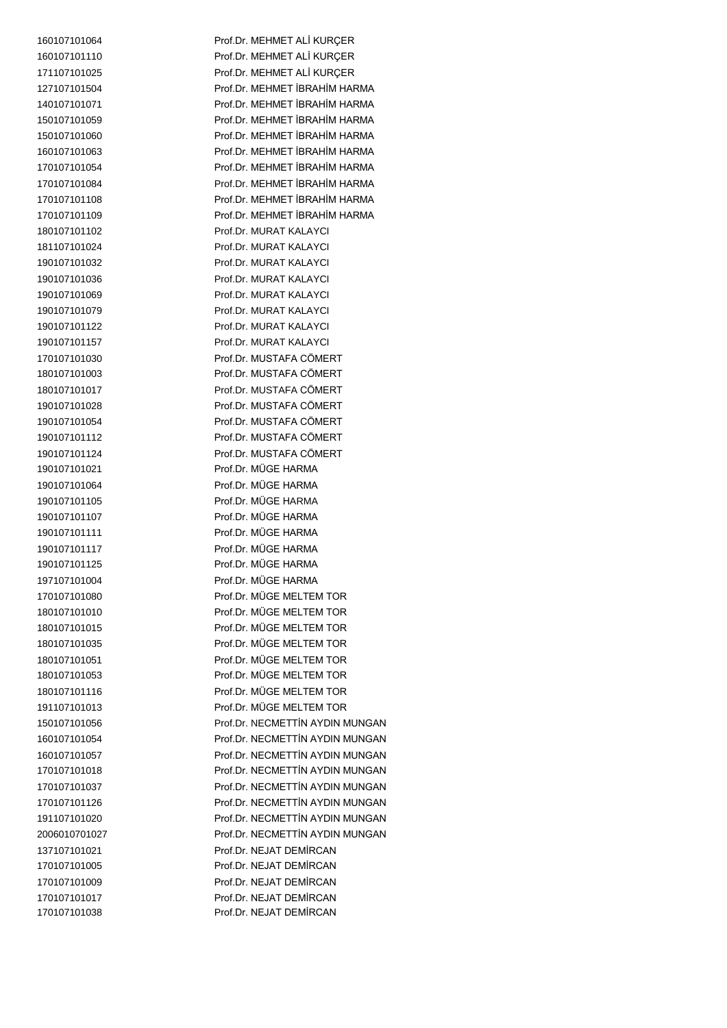| | |
|---|---|
| 160107101064 | Prof.Dr. MEHMET ALİ KURÇER |
| 160107101110 | Prof.Dr. MEHMET ALİ KURÇER |
| 171107101025 | Prof.Dr. MEHMET ALİ KURÇER |
| 127107101504 | Prof.Dr. MEHMET İBRAHİM HARMA |
| 140107101071 | Prof.Dr. MEHMET İBRAHİM HARMA |
| 150107101059 | Prof.Dr. MEHMET İBRAHİM HARMA |
| 150107101060 | Prof.Dr. MEHMET İBRAHİM HARMA |
| 160107101063 | Prof.Dr. MEHMET İBRAHİM HARMA |
| 170107101054 | Prof.Dr. MEHMET İBRAHİM HARMA |
| 170107101084 | Prof.Dr. MEHMET İBRAHİM HARMA |
| 170107101108 | Prof.Dr. MEHMET İBRAHİM HARMA |
| 170107101109 | Prof.Dr. MEHMET İBRAHİM HARMA |
| 180107101102 | Prof.Dr. MURAT KALAYCI |
| 181107101024 | Prof.Dr. MURAT KALAYCI |
| 190107101032 | Prof.Dr. MURAT KALAYCI |
| 190107101036 | Prof.Dr. MURAT KALAYCI |
| 190107101069 | Prof.Dr. MURAT KALAYCI |
| 190107101079 | Prof.Dr. MURAT KALAYCI |
| 190107101122 | Prof.Dr. MURAT KALAYCI |
| 190107101157 | Prof.Dr. MURAT KALAYCI |
| 170107101030 | Prof.Dr. MUSTAFA CÖMERT |
| 180107101003 | Prof.Dr. MUSTAFA CÖMERT |
| 180107101017 | Prof.Dr. MUSTAFA CÖMERT |
| 190107101028 | Prof.Dr. MUSTAFA CÖMERT |
| 190107101054 | Prof.Dr. MUSTAFA CÖMERT |
| 190107101112 | Prof.Dr. MUSTAFA CÖMERT |
| 190107101124 | Prof.Dr. MUSTAFA CÖMERT |
| 190107101021 | Prof.Dr. MÜGE HARMA |
| 190107101064 | Prof.Dr. MÜGE HARMA |
| 190107101105 | Prof.Dr. MÜGE HARMA |
| 190107101107 | Prof.Dr. MÜGE HARMA |
| 190107101111 | Prof.Dr. MÜGE HARMA |
| 190107101117 | Prof.Dr. MÜGE HARMA |
| 190107101125 | Prof.Dr. MÜGE HARMA |
| 197107101004 | Prof.Dr. MÜGE HARMA |
| 170107101080 | Prof.Dr. MÜGE MELTEM TOR |
| 180107101010 | Prof.Dr. MÜGE MELTEM TOR |
| 180107101015 | Prof.Dr. MÜGE MELTEM TOR |
| 180107101035 | Prof.Dr. MÜGE MELTEM TOR |
| 180107101051 | Prof.Dr. MÜGE MELTEM TOR |
| 180107101053 | Prof.Dr. MÜGE MELTEM TOR |
| 180107101116 | Prof.Dr. MÜGE MELTEM TOR |
| 191107101013 | Prof.Dr. MÜGE MELTEM TOR |
| 150107101056 | Prof.Dr. NECMETTİN AYDIN MUNGAN |
| 160107101054 | Prof.Dr. NECMETTİN AYDIN MUNGAN |
| 160107101057 | Prof.Dr. NECMETTİN AYDIN MUNGAN |
| 170107101018 | Prof.Dr. NECMETTİN AYDIN MUNGAN |
| 170107101037 | Prof.Dr. NECMETTİN AYDIN MUNGAN |
| 170107101126 | Prof.Dr. NECMETTİN AYDIN MUNGAN |
| 191107101020 | Prof.Dr. NECMETTİN AYDIN MUNGAN |
| 2006010701027 | Prof.Dr. NECMETTİN AYDIN MUNGAN |
| 137107101021 | Prof.Dr. NEJAT DEMİRCAN |
| 170107101005 | Prof.Dr. NEJAT DEMİRCAN |
| 170107101009 | Prof.Dr. NEJAT DEMİRCAN |
| 170107101017 | Prof.Dr. NEJAT DEMİRCAN |
| 170107101038 | Prof.Dr. NEJAT DEMİRCAN |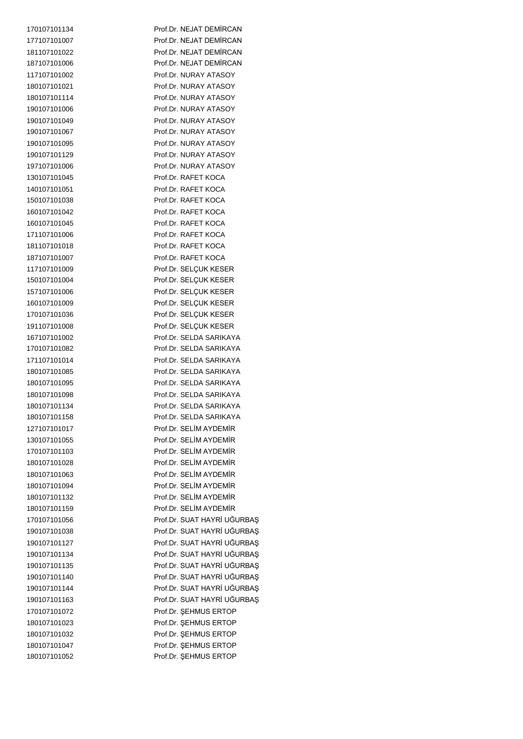| | |
|---|---|
| 170107101134 | Prof.Dr. NEJAT DEMİRCAN |
| 177107101007 | Prof.Dr. NEJAT DEMİRCAN |
| 181107101022 | Prof.Dr. NEJAT DEMİRCAN |
| 187107101006 | Prof.Dr. NEJAT DEMİRCAN |
| 117107101002 | Prof.Dr. NURAY ATASOY |
| 180107101021 | Prof.Dr. NURAY ATASOY |
| 180107101114 | Prof.Dr. NURAY ATASOY |
| 190107101006 | Prof.Dr. NURAY ATASOY |
| 190107101049 | Prof.Dr. NURAY ATASOY |
| 190107101067 | Prof.Dr. NURAY ATASOY |
| 190107101095 | Prof.Dr. NURAY ATASOY |
| 190107101129 | Prof.Dr. NURAY ATASOY |
| 197107101006 | Prof.Dr. NURAY ATASOY |
| 130107101045 | Prof.Dr. RAFET KOCA |
| 140107101051 | Prof.Dr. RAFET KOCA |
| 150107101038 | Prof.Dr. RAFET KOCA |
| 160107101042 | Prof.Dr. RAFET KOCA |
| 160107101045 | Prof.Dr. RAFET KOCA |
| 171107101006 | Prof.Dr. RAFET KOCA |
| 181107101018 | Prof.Dr. RAFET KOCA |
| 187107101007 | Prof.Dr. RAFET KOCA |
| 117107101009 | Prof.Dr. SELÇUK KESER |
| 150107101004 | Prof.Dr. SELÇUK KESER |
| 157107101006 | Prof.Dr. SELÇUK KESER |
| 160107101009 | Prof.Dr. SELÇUK KESER |
| 170107101036 | Prof.Dr. SELÇUK KESER |
| 191107101008 | Prof.Dr. SELÇUK KESER |
| 167107101002 | Prof.Dr. SELDA SARIKAYA |
| 170107101082 | Prof.Dr. SELDA SARIKAYA |
| 171107101014 | Prof.Dr. SELDA SARIKAYA |
| 180107101085 | Prof.Dr. SELDA SARIKAYA |
| 180107101095 | Prof.Dr. SELDA SARIKAYA |
| 180107101098 | Prof.Dr. SELDA SARIKAYA |
| 180107101134 | Prof.Dr. SELDA SARIKAYA |
| 180107101158 | Prof.Dr. SELDA SARIKAYA |
| 127107101017 | Prof.Dr. SELİM AYDEMİR |
| 130107101055 | Prof.Dr. SELİM AYDEMİR |
| 170107101103 | Prof.Dr. SELİM AYDEMİR |
| 180107101028 | Prof.Dr. SELİM AYDEMİR |
| 180107101063 | Prof.Dr. SELİM AYDEMİR |
| 180107101094 | Prof.Dr. SELİM AYDEMİR |
| 180107101132 | Prof.Dr. SELİM AYDEMİR |
| 180107101159 | Prof.Dr. SELİM AYDEMİR |
| 170107101056 | Prof.Dr. SUAT HAYRİ UĞURBAŞ |
| 190107101038 | Prof.Dr. SUAT HAYRİ UĞURBAŞ |
| 190107101127 | Prof.Dr. SUAT HAYRİ UĞURBAŞ |
| 190107101134 | Prof.Dr. SUAT HAYRİ UĞURBAŞ |
| 190107101135 | Prof.Dr. SUAT HAYRİ UĞURBAŞ |
| 190107101140 | Prof.Dr. SUAT HAYRİ UĞURBAŞ |
| 190107101144 | Prof.Dr. SUAT HAYRİ UĞURBAŞ |
| 190107101163 | Prof.Dr. SUAT HAYRİ UĞURBAŞ |
| 170107101072 | Prof.Dr. ŞEHMUS ERTOP |
| 180107101023 | Prof.Dr. ŞEHMUS ERTOP |
| 180107101032 | Prof.Dr. ŞEHMUS ERTOP |
| 180107101047 | Prof.Dr. ŞEHMUS ERTOP |
| 180107101052 | Prof.Dr. ŞEHMUS ERTOP |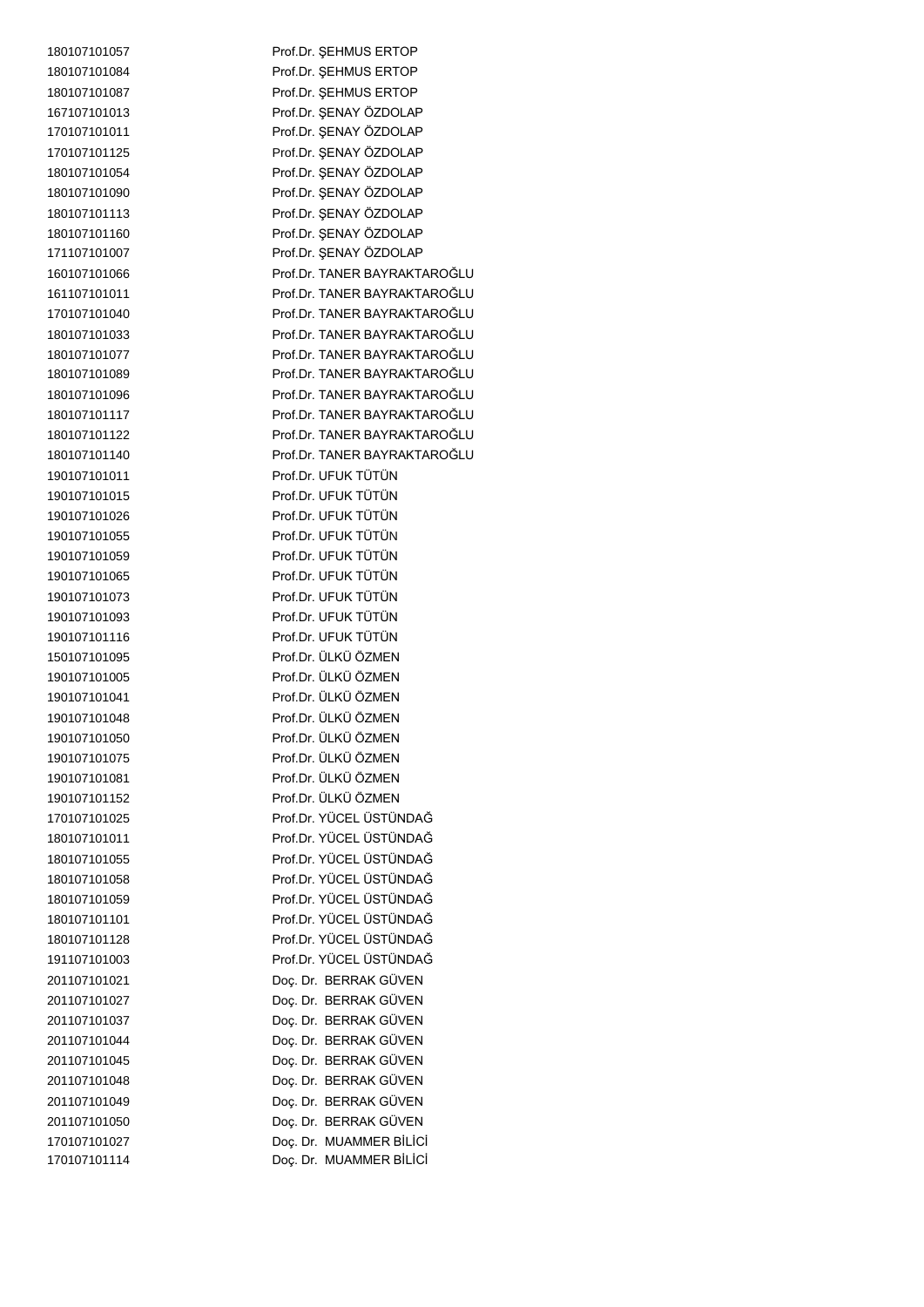| | |
|---|---|
| 180107101057 | Prof.Dr. ŞEHMUS ERTOP |
| 180107101084 | Prof.Dr. ŞEHMUS ERTOP |
| 180107101087 | Prof.Dr. ŞEHMUS ERTOP |
| 167107101013 | Prof.Dr. ŞENAY ÖZDOLAP |
| 170107101011 | Prof.Dr. ŞENAY ÖZDOLAP |
| 170107101125 | Prof.Dr. ŞENAY ÖZDOLAP |
| 180107101054 | Prof.Dr. ŞENAY ÖZDOLAP |
| 180107101090 | Prof.Dr. ŞENAY ÖZDOLAP |
| 180107101113 | Prof.Dr. ŞENAY ÖZDOLAP |
| 180107101160 | Prof.Dr. ŞENAY ÖZDOLAP |
| 171107101007 | Prof.Dr. ŞENAY ÖZDOLAP |
| 160107101066 | Prof.Dr. TANER BAYRAKTAROĞLU |
| 161107101011 | Prof.Dr. TANER BAYRAKTAROĞLU |
| 170107101040 | Prof.Dr. TANER BAYRAKTAROĞLU |
| 180107101033 | Prof.Dr. TANER BAYRAKTAROĞLU |
| 180107101077 | Prof.Dr. TANER BAYRAKTAROĞLU |
| 180107101089 | Prof.Dr. TANER BAYRAKTAROĞLU |
| 180107101096 | Prof.Dr. TANER BAYRAKTAROĞLU |
| 180107101117 | Prof.Dr. TANER BAYRAKTAROĞLU |
| 180107101122 | Prof.Dr. TANER BAYRAKTAROĞLU |
| 180107101140 | Prof.Dr. TANER BAYRAKTAROĞLU |
| 190107101011 | Prof.Dr. UFUK TÜTÜN |
| 190107101015 | Prof.Dr. UFUK TÜTÜN |
| 190107101026 | Prof.Dr. UFUK TÜTÜN |
| 190107101055 | Prof.Dr. UFUK TÜTÜN |
| 190107101059 | Prof.Dr. UFUK TÜTÜN |
| 190107101065 | Prof.Dr. UFUK TÜTÜN |
| 190107101073 | Prof.Dr. UFUK TÜTÜN |
| 190107101093 | Prof.Dr. UFUK TÜTÜN |
| 190107101116 | Prof.Dr. UFUK TÜTÜN |
| 150107101095 | Prof.Dr. ÜLKÜ ÖZMEN |
| 190107101005 | Prof.Dr. ÜLKÜ ÖZMEN |
| 190107101041 | Prof.Dr. ÜLKÜ ÖZMEN |
| 190107101048 | Prof.Dr. ÜLKÜ ÖZMEN |
| 190107101050 | Prof.Dr. ÜLKÜ ÖZMEN |
| 190107101075 | Prof.Dr. ÜLKÜ ÖZMEN |
| 190107101081 | Prof.Dr. ÜLKÜ ÖZMEN |
| 190107101152 | Prof.Dr. ÜLKÜ ÖZMEN |
| 170107101025 | Prof.Dr. YÜCEL ÜSTÜNDAĞ |
| 180107101011 | Prof.Dr. YÜCEL ÜSTÜNDAĞ |
| 180107101055 | Prof.Dr. YÜCEL ÜSTÜNDAĞ |
| 180107101058 | Prof.Dr. YÜCEL ÜSTÜNDAĞ |
| 180107101059 | Prof.Dr. YÜCEL ÜSTÜNDAĞ |
| 180107101101 | Prof.Dr. YÜCEL ÜSTÜNDAĞ |
| 180107101128 | Prof.Dr. YÜCEL ÜSTÜNDAĞ |
| 191107101003 | Prof.Dr. YÜCEL ÜSTÜNDAĞ |
| 201107101021 | Doç. Dr. BERRAK GÜVEN |
| 201107101027 | Doç. Dr. BERRAK GÜVEN |
| 201107101037 | Doç. Dr. BERRAK GÜVEN |
| 201107101044 | Doç. Dr. BERRAK GÜVEN |
| 201107101045 | Doç. Dr. BERRAK GÜVEN |
| 201107101048 | Doç. Dr. BERRAK GÜVEN |
| 201107101049 | Doç. Dr. BERRAK GÜVEN |
| 201107101050 | Doç. Dr. BERRAK GÜVEN |
| 170107101027 | Doç. Dr. MUAMMER BİLİCİ |
| 170107101114 | Doç. Dr. MUAMMER BİLİCİ |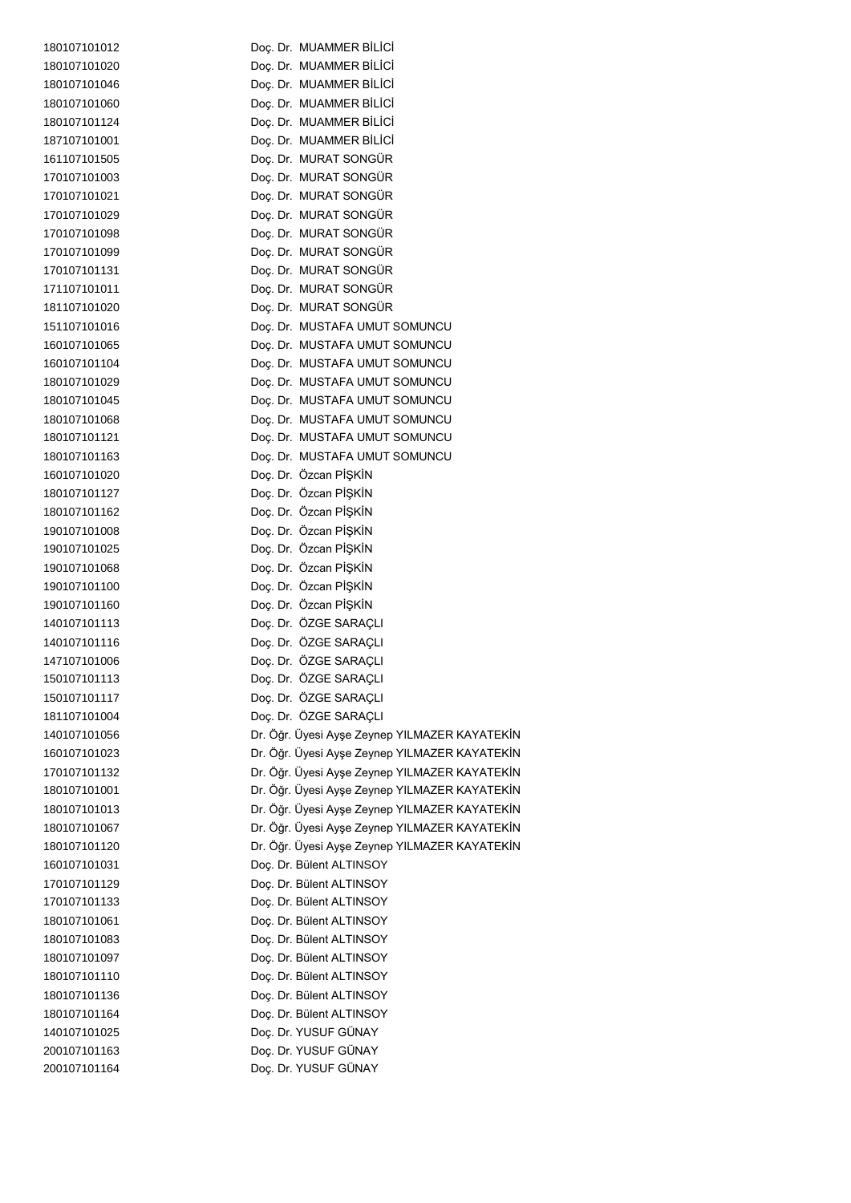| | |
|---|---|
| 180107101012 | Doç. Dr. MUAMMER BİLİCİ |
| 180107101020 | Doç. Dr. MUAMMER BİLİCİ |
| 180107101046 | Doç. Dr. MUAMMER BİLİCİ |
| 180107101060 | Doç. Dr. MUAMMER BİLİCİ |
| 180107101124 | Doç. Dr. MUAMMER BİLİCİ |
| 187107101001 | Doç. Dr. MUAMMER BİLİCİ |
| 161107101505 | Doç. Dr. MURAT SONGÜR |
| 170107101003 | Doç. Dr. MURAT SONGÜR |
| 170107101021 | Doç. Dr. MURAT SONGÜR |
| 170107101029 | Doç. Dr. MURAT SONGÜR |
| 170107101098 | Doç. Dr. MURAT SONGÜR |
| 170107101099 | Doç. Dr. MURAT SONGÜR |
| 170107101131 | Doç. Dr. MURAT SONGÜR |
| 171107101011 | Doç. Dr. MURAT SONGÜR |
| 181107101020 | Doç. Dr. MURAT SONGÜR |
| 151107101016 | Doç. Dr. MUSTAFA UMUT SOMUNCU |
| 160107101065 | Doç. Dr. MUSTAFA UMUT SOMUNCU |
| 160107101104 | Doç. Dr. MUSTAFA UMUT SOMUNCU |
| 180107101029 | Doç. Dr. MUSTAFA UMUT SOMUNCU |
| 180107101045 | Doç. Dr. MUSTAFA UMUT SOMUNCU |
| 180107101068 | Doç. Dr. MUSTAFA UMUT SOMUNCU |
| 180107101121 | Doç. Dr. MUSTAFA UMUT SOMUNCU |
| 180107101163 | Doç. Dr. MUSTAFA UMUT SOMUNCU |
| 160107101020 | Doç. Dr. Özcan PİŞKİN |
| 180107101127 | Doç. Dr. Özcan PİŞKİN |
| 180107101162 | Doç. Dr. Özcan PİŞKİN |
| 190107101008 | Doç. Dr. Özcan PİŞKİN |
| 190107101025 | Doç. Dr. Özcan PİŞKİN |
| 190107101068 | Doç. Dr. Özcan PİŞKİN |
| 190107101100 | Doç. Dr. Özcan PİŞKİN |
| 190107101160 | Doç. Dr. Özcan PİŞKİN |
| 140107101113 | Doç. Dr. ÖZGE SARAÇLI |
| 140107101116 | Doç. Dr. ÖZGE SARAÇLI |
| 147107101006 | Doç. Dr. ÖZGE SARAÇLI |
| 150107101113 | Doç. Dr. ÖZGE SARAÇLI |
| 150107101117 | Doç. Dr. ÖZGE SARAÇLI |
| 181107101004 | Doç. Dr. ÖZGE SARAÇLI |
| 140107101056 | Dr. Öğr. Üyesi Ayşe Zeynep YILMAZER KAYATEKİN |
| 160107101023 | Dr. Öğr. Üyesi Ayşe Zeynep YILMAZER KAYATEKİN |
| 170107101132 | Dr. Öğr. Üyesi Ayşe Zeynep YILMAZER KAYATEKİN |
| 180107101001 | Dr. Öğr. Üyesi Ayşe Zeynep YILMAZER KAYATEKİN |
| 180107101013 | Dr. Öğr. Üyesi Ayşe Zeynep YILMAZER KAYATEKİN |
| 180107101067 | Dr. Öğr. Üyesi Ayşe Zeynep YILMAZER KAYATEKİN |
| 180107101120 | Dr. Öğr. Üyesi Ayşe Zeynep YILMAZER KAYATEKİN |
| 160107101031 | Doç. Dr. Bülent ALTINSOY |
| 170107101129 | Doç. Dr. Bülent ALTINSOY |
| 170107101133 | Doç. Dr. Bülent ALTINSOY |
| 180107101061 | Doç. Dr. Bülent ALTINSOY |
| 180107101083 | Doç. Dr. Bülent ALTINSOY |
| 180107101097 | Doç. Dr. Bülent ALTINSOY |
| 180107101110 | Doç. Dr. Bülent ALTINSOY |
| 180107101136 | Doç. Dr. Bülent ALTINSOY |
| 180107101164 | Doç. Dr. Bülent ALTINSOY |
| 140107101025 | Doç. Dr. YUSUF GÜNAY |
| 200107101163 | Doç. Dr. YUSUF GÜNAY |
| 200107101164 | Doç. Dr. YUSUF GÜNAY |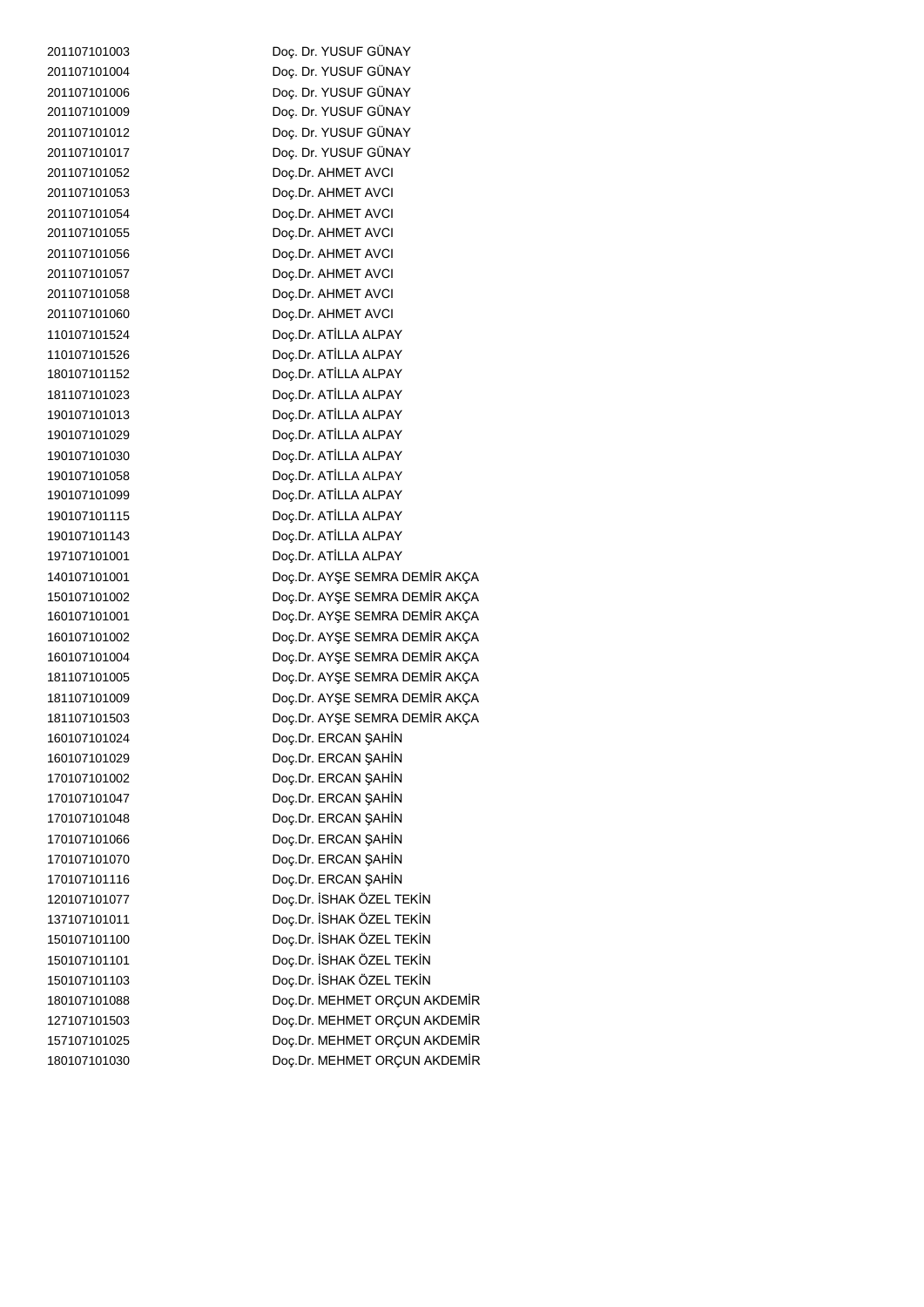| | |
|---|---|
| 201107101003 | Doç. Dr. YUSUF GÜNAY |
| 201107101004 | Doç. Dr. YUSUF GÜNAY |
| 201107101006 | Doç. Dr. YUSUF GÜNAY |
| 201107101009 | Doç. Dr. YUSUF GÜNAY |
| 201107101012 | Doç. Dr. YUSUF GÜNAY |
| 201107101017 | Doç. Dr. YUSUF GÜNAY |
| 201107101052 | Doç.Dr. AHMET AVCI |
| 201107101053 | Doç.Dr. AHMET AVCI |
| 201107101054 | Doç.Dr. AHMET AVCI |
| 201107101055 | Doç.Dr. AHMET AVCI |
| 201107101056 | Doç.Dr. AHMET AVCI |
| 201107101057 | Doç.Dr. AHMET AVCI |
| 201107101058 | Doç.Dr. AHMET AVCI |
| 201107101060 | Doç.Dr. AHMET AVCI |
| 110107101524 | Doç.Dr. ATİLLA ALPAY |
| 110107101526 | Doç.Dr. ATİLLA ALPAY |
| 180107101152 | Doç.Dr. ATİLLA ALPAY |
| 181107101023 | Doç.Dr. ATİLLA ALPAY |
| 190107101013 | Doç.Dr. ATİLLA ALPAY |
| 190107101029 | Doç.Dr. ATİLLA ALPAY |
| 190107101030 | Doç.Dr. ATİLLA ALPAY |
| 190107101058 | Doç.Dr. ATİLLA ALPAY |
| 190107101099 | Doç.Dr. ATİLLA ALPAY |
| 190107101115 | Doç.Dr. ATİLLA ALPAY |
| 190107101143 | Doç.Dr. ATİLLA ALPAY |
| 197107101001 | Doç.Dr. ATİLLA ALPAY |
| 140107101001 | Doç.Dr. AYŞE SEMRA DEMİR AKÇA |
| 150107101002 | Doç.Dr. AYŞE SEMRA DEMİR AKÇA |
| 160107101001 | Doç.Dr. AYŞE SEMRA DEMİR AKÇA |
| 160107101002 | Doç.Dr. AYŞE SEMRA DEMİR AKÇA |
| 160107101004 | Doç.Dr. AYŞE SEMRA DEMİR AKÇA |
| 181107101005 | Doç.Dr. AYŞE SEMRA DEMİR AKÇA |
| 181107101009 | Doç.Dr. AYŞE SEMRA DEMİR AKÇA |
| 181107101503 | Doç.Dr. AYŞE SEMRA DEMİR AKÇA |
| 160107101024 | Doç.Dr. ERCAN ŞAHİN |
| 160107101029 | Doç.Dr. ERCAN ŞAHİN |
| 170107101002 | Doç.Dr. ERCAN ŞAHİN |
| 170107101047 | Doç.Dr. ERCAN ŞAHİN |
| 170107101048 | Doç.Dr. ERCAN ŞAHİN |
| 170107101066 | Doç.Dr. ERCAN ŞAHİN |
| 170107101070 | Doç.Dr. ERCAN ŞAHİN |
| 170107101116 | Doç.Dr. ERCAN ŞAHİN |
| 120107101077 | Doç.Dr. İSHAK ÖZEL TEKİN |
| 137107101011 | Doç.Dr. İSHAK ÖZEL TEKİN |
| 150107101100 | Doç.Dr. İSHAK ÖZEL TEKİN |
| 150107101101 | Doç.Dr. İSHAK ÖZEL TEKİN |
| 150107101103 | Doç.Dr. İSHAK ÖZEL TEKİN |
| 180107101088 | Doç.Dr. MEHMET ORÇUN AKDEMİR |
| 127107101503 | Doç.Dr. MEHMET ORÇUN AKDEMİR |
| 157107101025 | Doç.Dr. MEHMET ORÇUN AKDEMİR |
| 180107101030 | Doç.Dr. MEHMET ORÇUN AKDEMİR |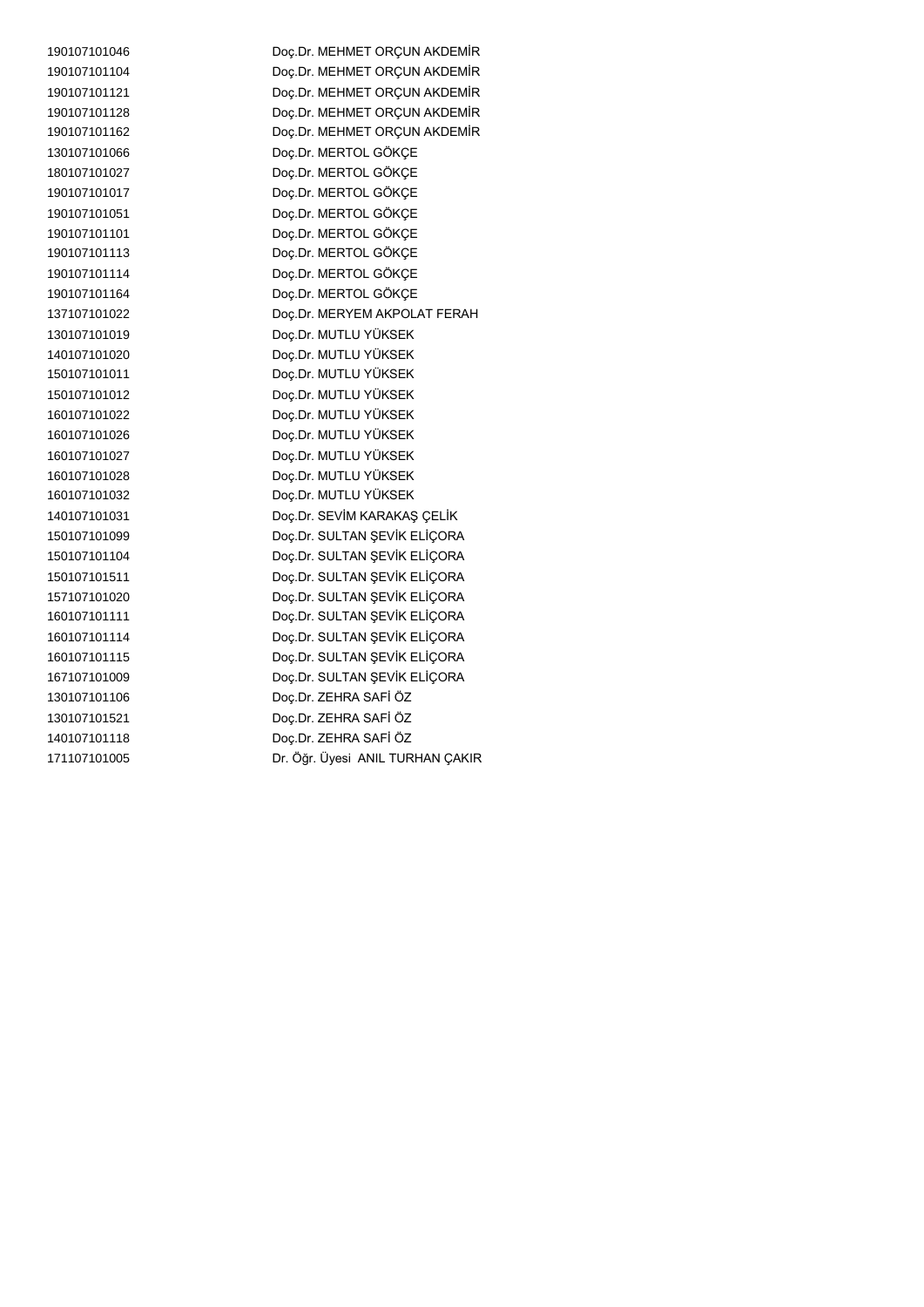| | |
|---|---|
| 190107101046 | Doç.Dr. MEHMET ORÇUN AKDEMİR |
| 190107101104 | Doç.Dr. MEHMET ORÇUN AKDEMİR |
| 190107101121 | Doç.Dr. MEHMET ORÇUN AKDEMİR |
| 190107101128 | Doç.Dr. MEHMET ORÇUN AKDEMİR |
| 190107101162 | Doç.Dr. MEHMET ORÇUN AKDEMİR |
| 130107101066 | Doç.Dr. MERTOL GÖKÇE |
| 180107101027 | Doç.Dr. MERTOL GÖKÇE |
| 190107101017 | Doç.Dr. MERTOL GÖKÇE |
| 190107101051 | Doç.Dr. MERTOL GÖKÇE |
| 190107101101 | Doç.Dr. MERTOL GÖKÇE |
| 190107101113 | Doç.Dr. MERTOL GÖKÇE |
| 190107101114 | Doç.Dr. MERTOL GÖKÇE |
| 190107101164 | Doç.Dr. MERTOL GÖKÇE |
| 137107101022 | Doç.Dr. MERYEM AKPOLAT FERAH |
| 130107101019 | Doç.Dr. MUTLU YÜKSEK |
| 140107101020 | Doç.Dr. MUTLU YÜKSEK |
| 150107101011 | Doç.Dr. MUTLU YÜKSEK |
| 150107101012 | Doç.Dr. MUTLU YÜKSEK |
| 160107101022 | Doç.Dr. MUTLU YÜKSEK |
| 160107101026 | Doç.Dr. MUTLU YÜKSEK |
| 160107101027 | Doç.Dr. MUTLU YÜKSEK |
| 160107101028 | Doç.Dr. MUTLU YÜKSEK |
| 160107101032 | Doç.Dr. MUTLU YÜKSEK |
| 140107101031 | Doç.Dr. SEVİM KARAKAŞ ÇELİK |
| 150107101099 | Doç.Dr. SULTAN ŞEVİK ELİÇORA |
| 150107101104 | Doç.Dr. SULTAN ŞEVİK ELİÇORA |
| 150107101511 | Doç.Dr. SULTAN ŞEVİK ELİÇORA |
| 157107101020 | Doç.Dr. SULTAN ŞEVİK ELİÇORA |
| 160107101111 | Doç.Dr. SULTAN ŞEVİK ELİÇORA |
| 160107101114 | Doç.Dr. SULTAN ŞEVİK ELİÇORA |
| 160107101115 | Doç.Dr. SULTAN ŞEVİK ELİÇORA |
| 167107101009 | Doç.Dr. SULTAN ŞEVİK ELİÇORA |
| 130107101106 | Doç.Dr. ZEHRA SAFİ ÖZ |
| 130107101521 | Doç.Dr. ZEHRA SAFİ ÖZ |
| 140107101118 | Doç.Dr. ZEHRA SAFİ ÖZ |
| 171107101005 | Dr. Öğr. Üyesi ANIL TURHAN ÇAKIR |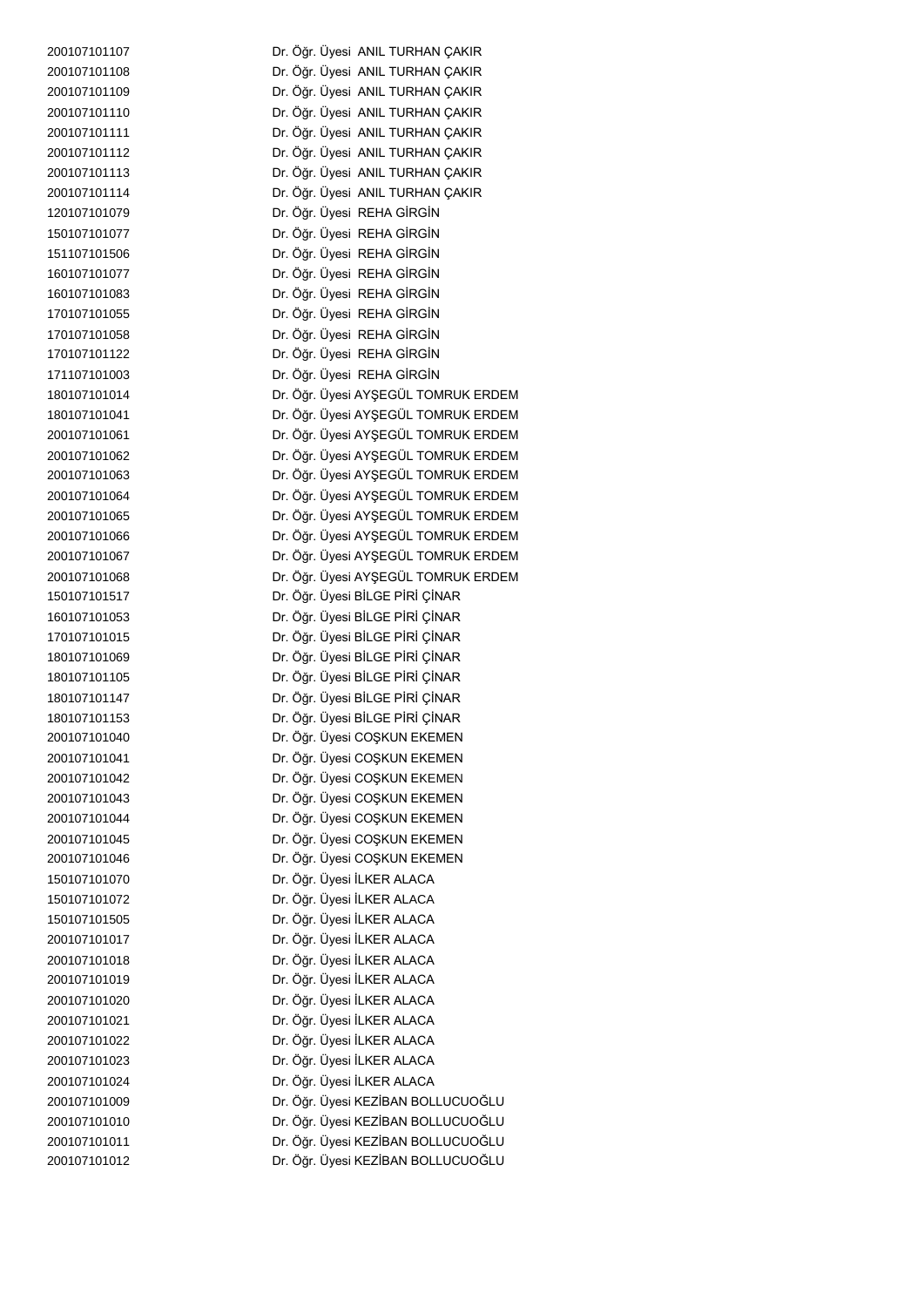| | |
|---|---|
| 200107101107 | Dr. Öğr. Üyesi ANIL TURHAN ÇAKIR |
| 200107101108 | Dr. Öğr. Üyesi ANIL TURHAN ÇAKIR |
| 200107101109 | Dr. Öğr. Üyesi ANIL TURHAN ÇAKIR |
| 200107101110 | Dr. Öğr. Üyesi ANIL TURHAN ÇAKIR |
| 200107101111 | Dr. Öğr. Üyesi ANIL TURHAN ÇAKIR |
| 200107101112 | Dr. Öğr. Üyesi ANIL TURHAN ÇAKIR |
| 200107101113 | Dr. Öğr. Üyesi ANIL TURHAN ÇAKIR |
| 200107101114 | Dr. Öğr. Üyesi ANIL TURHAN ÇAKIR |
| 120107101079 | Dr. Öğr. Üyesi REHA GİRGİN |
| 150107101077 | Dr. Öğr. Üyesi REHA GİRGİN |
| 151107101506 | Dr. Öğr. Üyesi REHA GİRGİN |
| 160107101077 | Dr. Öğr. Üyesi REHA GİRGİN |
| 160107101083 | Dr. Öğr. Üyesi REHA GİRGİN |
| 170107101055 | Dr. Öğr. Üyesi REHA GİRGİN |
| 170107101058 | Dr. Öğr. Üyesi REHA GİRGİN |
| 170107101122 | Dr. Öğr. Üyesi REHA GİRGİN |
| 171107101003 | Dr. Öğr. Üyesi REHA GİRGİN |
| 180107101014 | Dr. Öğr. Üyesi AYŞEGÜL TOMRUK ERDEM |
| 180107101041 | Dr. Öğr. Üyesi AYŞEGÜL TOMRUK ERDEM |
| 200107101061 | Dr. Öğr. Üyesi AYŞEGÜL TOMRUK ERDEM |
| 200107101062 | Dr. Öğr. Üyesi AYŞEGÜL TOMRUK ERDEM |
| 200107101063 | Dr. Öğr. Üyesi AYŞEGÜL TOMRUK ERDEM |
| 200107101064 | Dr. Öğr. Üyesi AYŞEGÜL TOMRUK ERDEM |
| 200107101065 | Dr. Öğr. Üyesi AYŞEGÜL TOMRUK ERDEM |
| 200107101066 | Dr. Öğr. Üyesi AYŞEGÜL TOMRUK ERDEM |
| 200107101067 | Dr. Öğr. Üyesi AYŞEGÜL TOMRUK ERDEM |
| 200107101068 | Dr. Öğr. Üyesi AYŞEGÜL TOMRUK ERDEM |
| 150107101517 | Dr. Öğr. Üyesi BİLGE PİRİ ÇİNAR |
| 160107101053 | Dr. Öğr. Üyesi BİLGE PİRİ ÇİNAR |
| 170107101015 | Dr. Öğr. Üyesi BİLGE PİRİ ÇİNAR |
| 180107101069 | Dr. Öğr. Üyesi BİLGE PİRİ ÇİNAR |
| 180107101105 | Dr. Öğr. Üyesi BİLGE PİRİ ÇİNAR |
| 180107101147 | Dr. Öğr. Üyesi BİLGE PİRİ ÇİNAR |
| 180107101153 | Dr. Öğr. Üyesi BİLGE PİRİ ÇİNAR |
| 200107101040 | Dr. Öğr. Üyesi COŞKUN EKEMEN |
| 200107101041 | Dr. Öğr. Üyesi COŞKUN EKEMEN |
| 200107101042 | Dr. Öğr. Üyesi COŞKUN EKEMEN |
| 200107101043 | Dr. Öğr. Üyesi COŞKUN EKEMEN |
| 200107101044 | Dr. Öğr. Üyesi COŞKUN EKEMEN |
| 200107101045 | Dr. Öğr. Üyesi COŞKUN EKEMEN |
| 200107101046 | Dr. Öğr. Üyesi COŞKUN EKEMEN |
| 150107101070 | Dr. Öğr. Üyesi İLKER ALACA |
| 150107101072 | Dr. Öğr. Üyesi İLKER ALACA |
| 150107101505 | Dr. Öğr. Üyesi İLKER ALACA |
| 200107101017 | Dr. Öğr. Üyesi İLKER ALACA |
| 200107101018 | Dr. Öğr. Üyesi İLKER ALACA |
| 200107101019 | Dr. Öğr. Üyesi İLKER ALACA |
| 200107101020 | Dr. Öğr. Üyesi İLKER ALACA |
| 200107101021 | Dr. Öğr. Üyesi İLKER ALACA |
| 200107101022 | Dr. Öğr. Üyesi İLKER ALACA |
| 200107101023 | Dr. Öğr. Üyesi İLKER ALACA |
| 200107101024 | Dr. Öğr. Üyesi İLKER ALACA |
| 200107101009 | Dr. Öğr. Üyesi KEZİBAN BOLLUCUOĞLU |
| 200107101010 | Dr. Öğr. Üyesi KEZİBAN BOLLUCUOĞLU |
| 200107101011 | Dr. Öğr. Üyesi KEZİBAN BOLLUCUOĞLU |
| 200107101012 | Dr. Öğr. Üyesi KEZİBAN BOLLUCUOĞLU |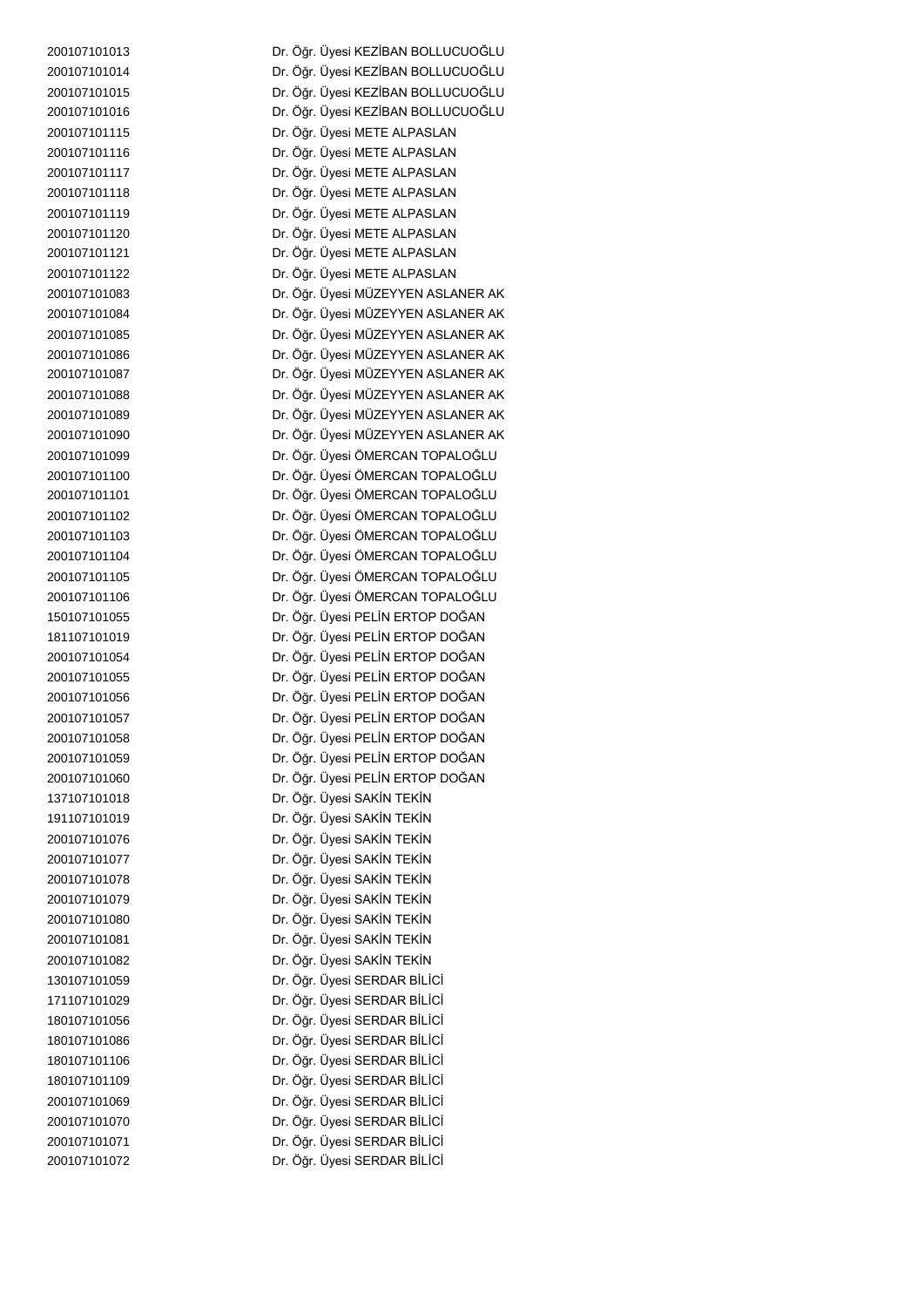| | |
|---|---|
| 200107101013 | Dr. Öğr. Üyesi KEZİBAN BOLLUCUOĞLU |
| 200107101014 | Dr. Öğr. Üyesi KEZİBAN BOLLUCUOĞLU |
| 200107101015 | Dr. Öğr. Üyesi KEZİBAN BOLLUCUOĞLU |
| 200107101016 | Dr. Öğr. Üyesi KEZİBAN BOLLUCUOĞLU |
| 200107101115 | Dr. Öğr. Üyesi METE ALPASLAN |
| 200107101116 | Dr. Öğr. Üyesi METE ALPASLAN |
| 200107101117 | Dr. Öğr. Üyesi METE ALPASLAN |
| 200107101118 | Dr. Öğr. Üyesi METE ALPASLAN |
| 200107101119 | Dr. Öğr. Üyesi METE ALPASLAN |
| 200107101120 | Dr. Öğr. Üyesi METE ALPASLAN |
| 200107101121 | Dr. Öğr. Üyesi METE ALPASLAN |
| 200107101122 | Dr. Öğr. Üyesi METE ALPASLAN |
| 200107101083 | Dr. Öğr. Üyesi MÜZEYYEN ASLANER AK |
| 200107101084 | Dr. Öğr. Üyesi MÜZEYYEN ASLANER AK |
| 200107101085 | Dr. Öğr. Üyesi MÜZEYYEN ASLANER AK |
| 200107101086 | Dr. Öğr. Üyesi MÜZEYYEN ASLANER AK |
| 200107101087 | Dr. Öğr. Üyesi MÜZEYYEN ASLANER AK |
| 200107101088 | Dr. Öğr. Üyesi MÜZEYYEN ASLANER AK |
| 200107101089 | Dr. Öğr. Üyesi MÜZEYYEN ASLANER AK |
| 200107101090 | Dr. Öğr. Üyesi MÜZEYYEN ASLANER AK |
| 200107101099 | Dr. Öğr. Üyesi ÖMERCAN TOPALOĞLU |
| 200107101100 | Dr. Öğr. Üyesi ÖMERCAN TOPALOĞLU |
| 200107101101 | Dr. Öğr. Üyesi ÖMERCAN TOPALOĞLU |
| 200107101102 | Dr. Öğr. Üyesi ÖMERCAN TOPALOĞLU |
| 200107101103 | Dr. Öğr. Üyesi ÖMERCAN TOPALOĞLU |
| 200107101104 | Dr. Öğr. Üyesi ÖMERCAN TOPALOĞLU |
| 200107101105 | Dr. Öğr. Üyesi ÖMERCAN TOPALOĞLU |
| 200107101106 | Dr. Öğr. Üyesi ÖMERCAN TOPALOĞLU |
| 150107101055 | Dr. Öğr. Üyesi PELİN ERTOP DOĞAN |
| 181107101019 | Dr. Öğr. Üyesi PELİN ERTOP DOĞAN |
| 200107101054 | Dr. Öğr. Üyesi PELİN ERTOP DOĞAN |
| 200107101055 | Dr. Öğr. Üyesi PELİN ERTOP DOĞAN |
| 200107101056 | Dr. Öğr. Üyesi PELİN ERTOP DOĞAN |
| 200107101057 | Dr. Öğr. Üyesi PELİN ERTOP DOĞAN |
| 200107101058 | Dr. Öğr. Üyesi PELİN ERTOP DOĞAN |
| 200107101059 | Dr. Öğr. Üyesi PELİN ERTOP DOĞAN |
| 200107101060 | Dr. Öğr. Üyesi PELİN ERTOP DOĞAN |
| 137107101018 | Dr. Öğr. Üyesi SAKİN TEKİN |
| 191107101019 | Dr. Öğr. Üyesi SAKİN TEKİN |
| 200107101076 | Dr. Öğr. Üyesi SAKİN TEKİN |
| 200107101077 | Dr. Öğr. Üyesi SAKİN TEKİN |
| 200107101078 | Dr. Öğr. Üyesi SAKİN TEKİN |
| 200107101079 | Dr. Öğr. Üyesi SAKİN TEKİN |
| 200107101080 | Dr. Öğr. Üyesi SAKİN TEKİN |
| 200107101081 | Dr. Öğr. Üyesi SAKİN TEKİN |
| 200107101082 | Dr. Öğr. Üyesi SAKİN TEKİN |
| 130107101059 | Dr. Öğr. Üyesi SERDAR BİLİCİ |
| 171107101029 | Dr. Öğr. Üyesi SERDAR BİLİCİ |
| 180107101056 | Dr. Öğr. Üyesi SERDAR BİLİCİ |
| 180107101086 | Dr. Öğr. Üyesi SERDAR BİLİCİ |
| 180107101106 | Dr. Öğr. Üyesi SERDAR BİLİCİ |
| 180107101109 | Dr. Öğr. Üyesi SERDAR BİLİCİ |
| 200107101069 | Dr. Öğr. Üyesi SERDAR BİLİCİ |
| 200107101070 | Dr. Öğr. Üyesi SERDAR BİLİCİ |
| 200107101071 | Dr. Öğr. Üyesi SERDAR BİLİCİ |
| 200107101072 | Dr. Öğr. Üyesi SERDAR BİLİCİ |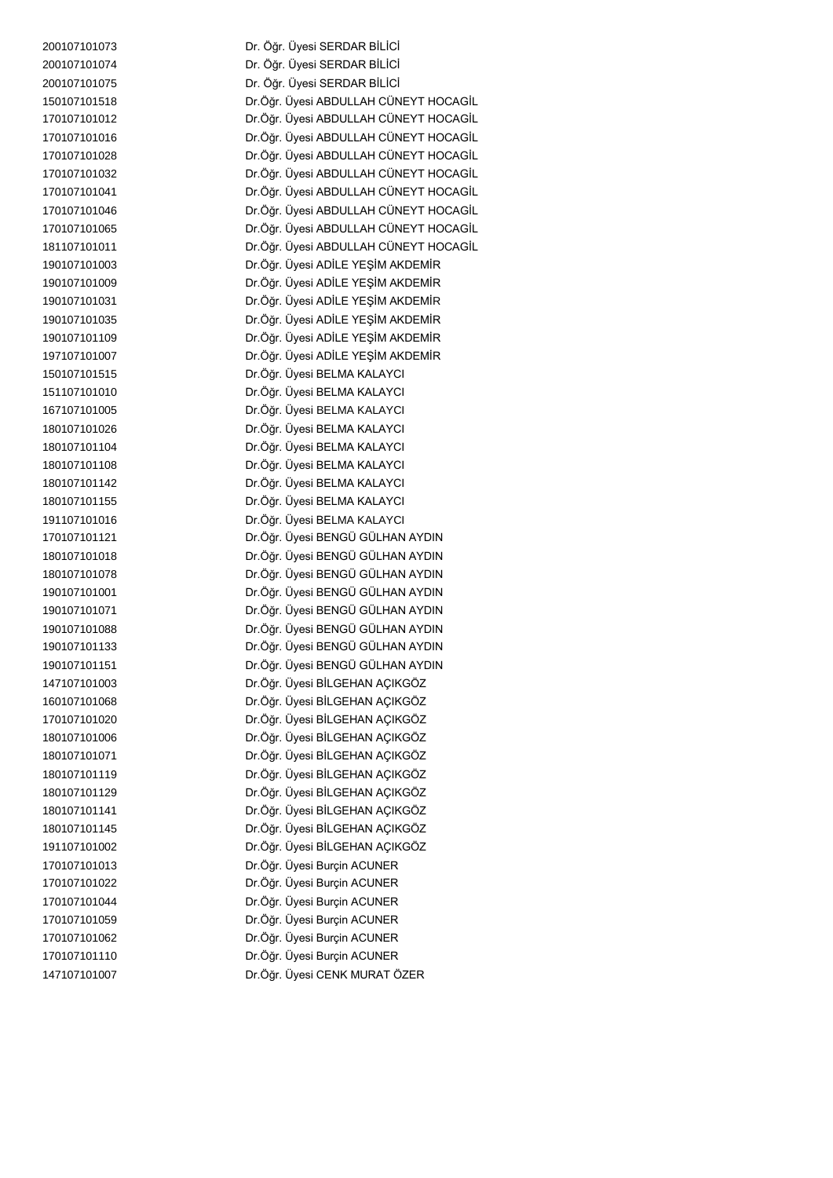| | |
|---|---|
| 200107101073 | Dr. Öğr. Üyesi SERDAR BİLİCİ |
| 200107101074 | Dr. Öğr. Üyesi SERDAR BİLİCİ |
| 200107101075 | Dr. Öğr. Üyesi SERDAR BİLİCİ |
| 150107101518 | Dr.Öğr. Üyesi ABDULLAH CÜNEYT HOCAGİL |
| 170107101012 | Dr.Öğr. Üyesi ABDULLAH CÜNEYT HOCAGİL |
| 170107101016 | Dr.Öğr. Üyesi ABDULLAH CÜNEYT HOCAGİL |
| 170107101028 | Dr.Öğr. Üyesi ABDULLAH CÜNEYT HOCAGİL |
| 170107101032 | Dr.Öğr. Üyesi ABDULLAH CÜNEYT HOCAGİL |
| 170107101041 | Dr.Öğr. Üyesi ABDULLAH CÜNEYT HOCAGİL |
| 170107101046 | Dr.Öğr. Üyesi ABDULLAH CÜNEYT HOCAGİL |
| 170107101065 | Dr.Öğr. Üyesi ABDULLAH CÜNEYT HOCAGİL |
| 181107101011 | Dr.Öğr. Üyesi ABDULLAH CÜNEYT HOCAGİL |
| 190107101003 | Dr.Öğr. Üyesi ADİLE YEŞİM AKDEMİR |
| 190107101009 | Dr.Öğr. Üyesi ADİLE YEŞİM AKDEMİR |
| 190107101031 | Dr.Öğr. Üyesi ADİLE YEŞİM AKDEMİR |
| 190107101035 | Dr.Öğr. Üyesi ADİLE YEŞİM AKDEMİR |
| 190107101109 | Dr.Öğr. Üyesi ADİLE YEŞİM AKDEMİR |
| 197107101007 | Dr.Öğr. Üyesi ADİLE YEŞİM AKDEMİR |
| 150107101515 | Dr.Öğr. Üyesi BELMA KALAYCI |
| 151107101010 | Dr.Öğr. Üyesi BELMA KALAYCI |
| 167107101005 | Dr.Öğr. Üyesi BELMA KALAYCI |
| 180107101026 | Dr.Öğr. Üyesi BELMA KALAYCI |
| 180107101104 | Dr.Öğr. Üyesi BELMA KALAYCI |
| 180107101108 | Dr.Öğr. Üyesi BELMA KALAYCI |
| 180107101142 | Dr.Öğr. Üyesi BELMA KALAYCI |
| 180107101155 | Dr.Öğr. Üyesi BELMA KALAYCI |
| 191107101016 | Dr.Öğr. Üyesi BELMA KALAYCI |
| 170107101121 | Dr.Öğr. Üyesi BENGÜ GÜLHAN AYDIN |
| 180107101018 | Dr.Öğr. Üyesi BENGÜ GÜLHAN AYDIN |
| 180107101078 | Dr.Öğr. Üyesi BENGÜ GÜLHAN AYDIN |
| 190107101001 | Dr.Öğr. Üyesi BENGÜ GÜLHAN AYDIN |
| 190107101071 | Dr.Öğr. Üyesi BENGÜ GÜLHAN AYDIN |
| 190107101088 | Dr.Öğr. Üyesi BENGÜ GÜLHAN AYDIN |
| 190107101133 | Dr.Öğr. Üyesi BENGÜ GÜLHAN AYDIN |
| 190107101151 | Dr.Öğr. Üyesi BENGÜ GÜLHAN AYDIN |
| 147107101003 | Dr.Öğr. Üyesi BİLGEHAN AÇIKGÖZ |
| 160107101068 | Dr.Öğr. Üyesi BİLGEHAN AÇIKGÖZ |
| 170107101020 | Dr.Öğr. Üyesi BİLGEHAN AÇIKGÖZ |
| 180107101006 | Dr.Öğr. Üyesi BİLGEHAN AÇIKGÖZ |
| 180107101071 | Dr.Öğr. Üyesi BİLGEHAN AÇIKGÖZ |
| 180107101119 | Dr.Öğr. Üyesi BİLGEHAN AÇIKGÖZ |
| 180107101129 | Dr.Öğr. Üyesi BİLGEHAN AÇIKGÖZ |
| 180107101141 | Dr.Öğr. Üyesi BİLGEHAN AÇIKGÖZ |
| 180107101145 | Dr.Öğr. Üyesi BİLGEHAN AÇIKGÖZ |
| 191107101002 | Dr.Öğr. Üyesi BİLGEHAN AÇIKGÖZ |
| 170107101013 | Dr.Öğr. Üyesi Burçin ACUNER |
| 170107101022 | Dr.Öğr. Üyesi Burçin ACUNER |
| 170107101044 | Dr.Öğr. Üyesi Burçin ACUNER |
| 170107101059 | Dr.Öğr. Üyesi Burçin ACUNER |
| 170107101062 | Dr.Öğr. Üyesi Burçin ACUNER |
| 170107101110 | Dr.Öğr. Üyesi Burçin ACUNER |
| 147107101007 | Dr.Öğr. Üyesi CENK MURAT ÖZER |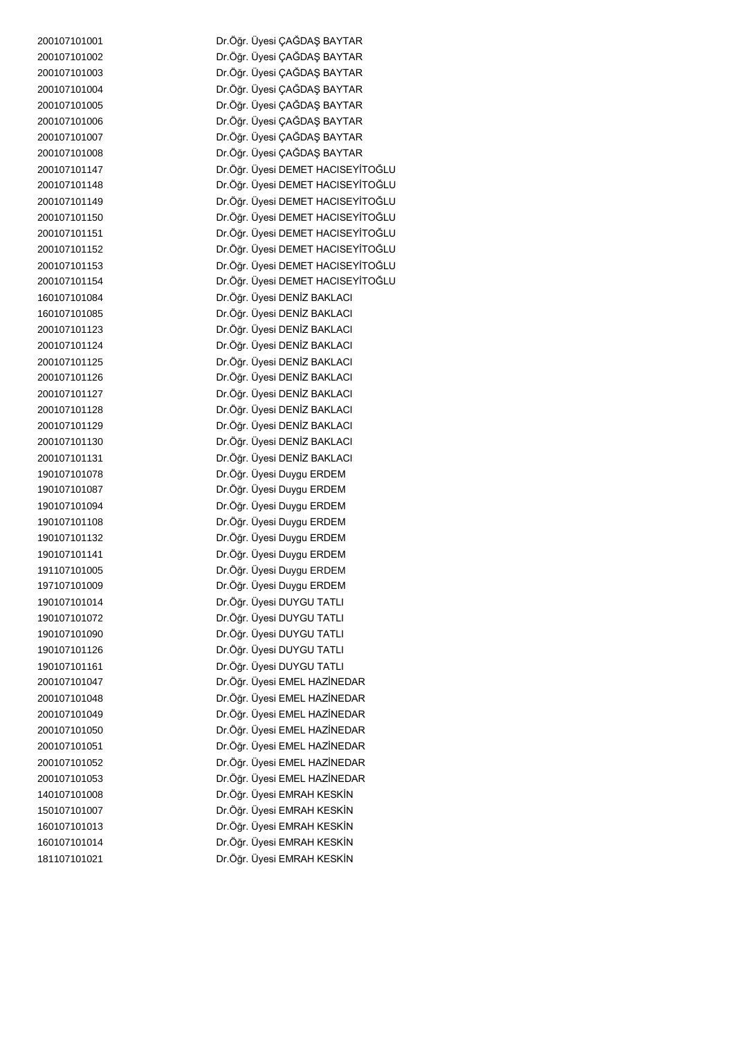| | |
|---|---|
| 200107101001 | Dr.Öğr. Üyesi ÇAĞDAŞ BAYTAR |
| 200107101002 | Dr.Öğr. Üyesi ÇAĞDAŞ BAYTAR |
| 200107101003 | Dr.Öğr. Üyesi ÇAĞDAŞ BAYTAR |
| 200107101004 | Dr.Öğr. Üyesi ÇAĞDAŞ BAYTAR |
| 200107101005 | Dr.Öğr. Üyesi ÇAĞDAŞ BAYTAR |
| 200107101006 | Dr.Öğr. Üyesi ÇAĞDAŞ BAYTAR |
| 200107101007 | Dr.Öğr. Üyesi ÇAĞDAŞ BAYTAR |
| 200107101008 | Dr.Öğr. Üyesi ÇAĞDAŞ BAYTAR |
| 200107101147 | Dr.Öğr. Üyesi DEMET HACISEYİTOĞLU |
| 200107101148 | Dr.Öğr. Üyesi DEMET HACISEYİTOĞLU |
| 200107101149 | Dr.Öğr. Üyesi DEMET HACISEYİTOĞLU |
| 200107101150 | Dr.Öğr. Üyesi DEMET HACISEYİTOĞLU |
| 200107101151 | Dr.Öğr. Üyesi DEMET HACISEYİTOĞLU |
| 200107101152 | Dr.Öğr. Üyesi DEMET HACISEYİTOĞLU |
| 200107101153 | Dr.Öğr. Üyesi DEMET HACISEYİTOĞLU |
| 200107101154 | Dr.Öğr. Üyesi DEMET HACISEYİTOĞLU |
| 160107101084 | Dr.Öğr. Üyesi DENİZ BAKLACI |
| 160107101085 | Dr.Öğr. Üyesi DENİZ BAKLACI |
| 200107101123 | Dr.Öğr. Üyesi DENİZ BAKLACI |
| 200107101124 | Dr.Öğr. Üyesi DENİZ BAKLACI |
| 200107101125 | Dr.Öğr. Üyesi DENİZ BAKLACI |
| 200107101126 | Dr.Öğr. Üyesi DENİZ BAKLACI |
| 200107101127 | Dr.Öğr. Üyesi DENİZ BAKLACI |
| 200107101128 | Dr.Öğr. Üyesi DENİZ BAKLACI |
| 200107101129 | Dr.Öğr. Üyesi DENİZ BAKLACI |
| 200107101130 | Dr.Öğr. Üyesi DENİZ BAKLACI |
| 200107101131 | Dr.Öğr. Üyesi DENİZ BAKLACI |
| 190107101078 | Dr.Öğr. Üyesi Duygu ERDEM |
| 190107101087 | Dr.Öğr. Üyesi Duygu ERDEM |
| 190107101094 | Dr.Öğr. Üyesi Duygu ERDEM |
| 190107101108 | Dr.Öğr. Üyesi Duygu ERDEM |
| 190107101132 | Dr.Öğr. Üyesi Duygu ERDEM |
| 190107101141 | Dr.Öğr. Üyesi Duygu ERDEM |
| 191107101005 | Dr.Öğr. Üyesi Duygu ERDEM |
| 197107101009 | Dr.Öğr. Üyesi Duygu ERDEM |
| 190107101014 | Dr.Öğr. Üyesi DUYGU TATLI |
| 190107101072 | Dr.Öğr. Üyesi DUYGU TATLI |
| 190107101090 | Dr.Öğr. Üyesi DUYGU TATLI |
| 190107101126 | Dr.Öğr. Üyesi DUYGU TATLI |
| 190107101161 | Dr.Öğr. Üyesi DUYGU TATLI |
| 200107101047 | Dr.Öğr. Üyesi EMEL HAZİNEDAR |
| 200107101048 | Dr.Öğr. Üyesi EMEL HAZİNEDAR |
| 200107101049 | Dr.Öğr. Üyesi EMEL HAZİNEDAR |
| 200107101050 | Dr.Öğr. Üyesi EMEL HAZİNEDAR |
| 200107101051 | Dr.Öğr. Üyesi EMEL HAZİNEDAR |
| 200107101052 | Dr.Öğr. Üyesi EMEL HAZİNEDAR |
| 200107101053 | Dr.Öğr. Üyesi EMEL HAZİNEDAR |
| 140107101008 | Dr.Öğr. Üyesi EMRAH KESKİN |
| 150107101007 | Dr.Öğr. Üyesi EMRAH KESKİN |
| 160107101013 | Dr.Öğr. Üyesi EMRAH KESKİN |
| 160107101014 | Dr.Öğr. Üyesi EMRAH KESKİN |
| 181107101021 | Dr.Öğr. Üyesi EMRAH KESKİN |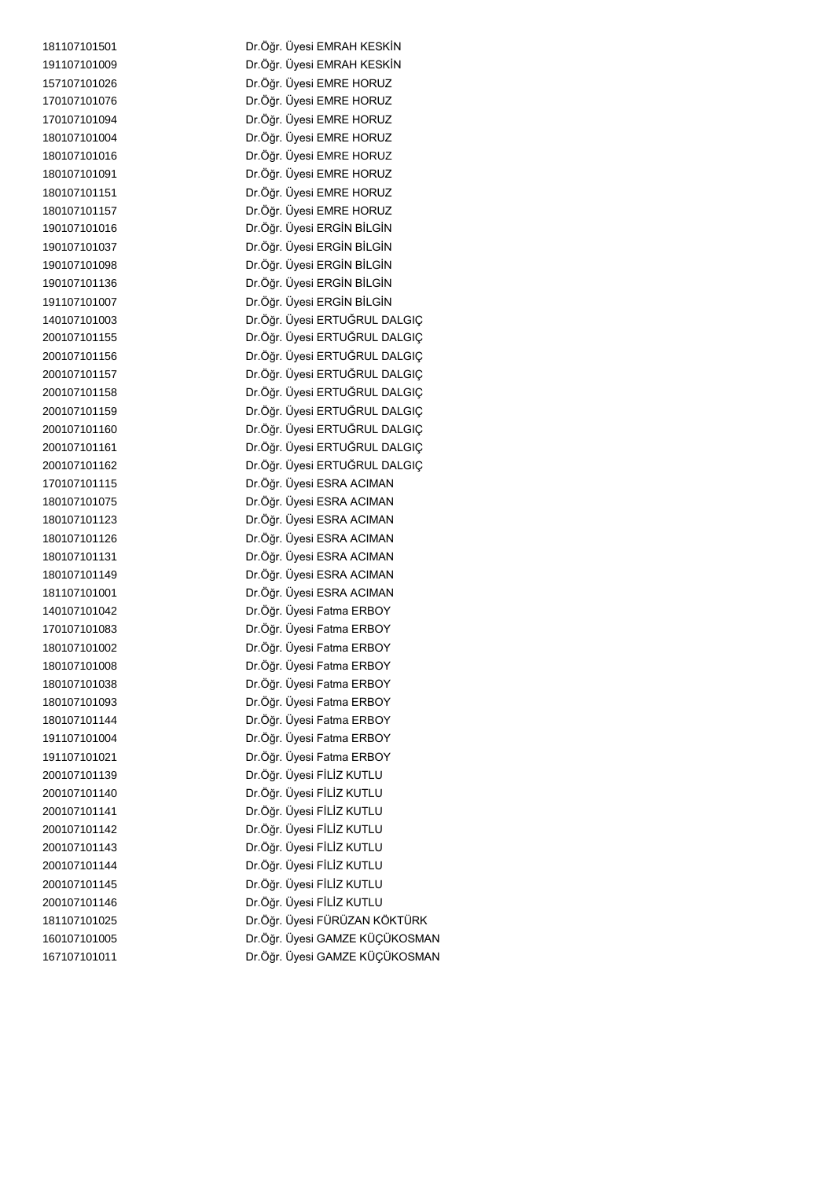| | |
|---|---|
| 181107101501 | Dr.Öğr. Üyesi EMRAH KESKİN |
| 191107101009 | Dr.Öğr. Üyesi EMRAH KESKİN |
| 157107101026 | Dr.Öğr. Üyesi EMRE HORUZ |
| 170107101076 | Dr.Öğr. Üyesi EMRE HORUZ |
| 170107101094 | Dr.Öğr. Üyesi EMRE HORUZ |
| 180107101004 | Dr.Öğr. Üyesi EMRE HORUZ |
| 180107101016 | Dr.Öğr. Üyesi EMRE HORUZ |
| 180107101091 | Dr.Öğr. Üyesi EMRE HORUZ |
| 180107101151 | Dr.Öğr. Üyesi EMRE HORUZ |
| 180107101157 | Dr.Öğr. Üyesi EMRE HORUZ |
| 190107101016 | Dr.Öğr. Üyesi ERGİN BİLGİN |
| 190107101037 | Dr.Öğr. Üyesi ERGİN BİLGİN |
| 190107101098 | Dr.Öğr. Üyesi ERGİN BİLGİN |
| 190107101136 | Dr.Öğr. Üyesi ERGİN BİLGİN |
| 191107101007 | Dr.Öğr. Üyesi ERGİN BİLGİN |
| 140107101003 | Dr.Öğr. Üyesi ERTUĞRUL DALGIÇ |
| 200107101155 | Dr.Öğr. Üyesi ERTUĞRUL DALGIÇ |
| 200107101156 | Dr.Öğr. Üyesi ERTUĞRUL DALGIÇ |
| 200107101157 | Dr.Öğr. Üyesi ERTUĞRUL DALGIÇ |
| 200107101158 | Dr.Öğr. Üyesi ERTUĞRUL DALGIÇ |
| 200107101159 | Dr.Öğr. Üyesi ERTUĞRUL DALGIÇ |
| 200107101160 | Dr.Öğr. Üyesi ERTUĞRUL DALGIÇ |
| 200107101161 | Dr.Öğr. Üyesi ERTUĞRUL DALGIÇ |
| 200107101162 | Dr.Öğr. Üyesi ERTUĞRUL DALGIÇ |
| 170107101115 | Dr.Öğr. Üyesi ESRA ACIMAN |
| 180107101075 | Dr.Öğr. Üyesi ESRA ACIMAN |
| 180107101123 | Dr.Öğr. Üyesi ESRA ACIMAN |
| 180107101126 | Dr.Öğr. Üyesi ESRA ACIMAN |
| 180107101131 | Dr.Öğr. Üyesi ESRA ACIMAN |
| 180107101149 | Dr.Öğr. Üyesi ESRA ACIMAN |
| 181107101001 | Dr.Öğr. Üyesi ESRA ACIMAN |
| 140107101042 | Dr.Öğr. Üyesi Fatma ERBOY |
| 170107101083 | Dr.Öğr. Üyesi Fatma ERBOY |
| 180107101002 | Dr.Öğr. Üyesi Fatma ERBOY |
| 180107101008 | Dr.Öğr. Üyesi Fatma ERBOY |
| 180107101038 | Dr.Öğr. Üyesi Fatma ERBOY |
| 180107101093 | Dr.Öğr. Üyesi Fatma ERBOY |
| 180107101144 | Dr.Öğr. Üyesi Fatma ERBOY |
| 191107101004 | Dr.Öğr. Üyesi Fatma ERBOY |
| 191107101021 | Dr.Öğr. Üyesi Fatma ERBOY |
| 200107101139 | Dr.Öğr. Üyesi FİLİZ KUTLU |
| 200107101140 | Dr.Öğr. Üyesi FİLİZ KUTLU |
| 200107101141 | Dr.Öğr. Üyesi FİLİZ KUTLU |
| 200107101142 | Dr.Öğr. Üyesi FİLİZ KUTLU |
| 200107101143 | Dr.Öğr. Üyesi FİLİZ KUTLU |
| 200107101144 | Dr.Öğr. Üyesi FİLİZ KUTLU |
| 200107101145 | Dr.Öğr. Üyesi FİLİZ KUTLU |
| 200107101146 | Dr.Öğr. Üyesi FİLİZ KUTLU |
| 181107101025 | Dr.Öğr. Üyesi FÜRÜZAN KÖKTÜRK |
| 160107101005 | Dr.Öğr. Üyesi GAMZE KÜÇÜKOSMAN |
| 167107101011 | Dr.Öğr. Üyesi GAMZE KÜÇÜKOSMAN |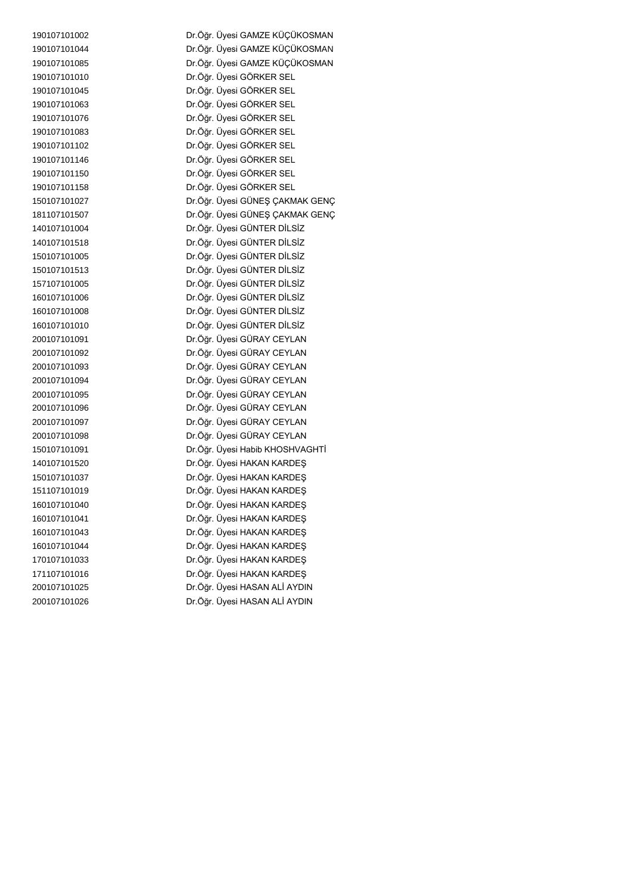| | |
|---|---|
| 190107101002 | Dr.Öğr. Üyesi GAMZE KÜÇÜKOSMAN |
| 190107101044 | Dr.Öğr. Üyesi GAMZE KÜÇÜKOSMAN |
| 190107101085 | Dr.Öğr. Üyesi GAMZE KÜÇÜKOSMAN |
| 190107101010 | Dr.Öğr. Üyesi GÖRKER SEL |
| 190107101045 | Dr.Öğr. Üyesi GÖRKER SEL |
| 190107101063 | Dr.Öğr. Üyesi GÖRKER SEL |
| 190107101076 | Dr.Öğr. Üyesi GÖRKER SEL |
| 190107101083 | Dr.Öğr. Üyesi GÖRKER SEL |
| 190107101102 | Dr.Öğr. Üyesi GÖRKER SEL |
| 190107101146 | Dr.Öğr. Üyesi GÖRKER SEL |
| 190107101150 | Dr.Öğr. Üyesi GÖRKER SEL |
| 190107101158 | Dr.Öğr. Üyesi GÖRKER SEL |
| 150107101027 | Dr.Öğr. Üyesi GÜNEŞ ÇAKMAK GENÇ |
| 181107101507 | Dr.Öğr. Üyesi GÜNEŞ ÇAKMAK GENÇ |
| 140107101004 | Dr.Öğr. Üyesi GÜNTER DİLSİZ |
| 140107101518 | Dr.Öğr. Üyesi GÜNTER DİLSİZ |
| 150107101005 | Dr.Öğr. Üyesi GÜNTER DİLSİZ |
| 150107101513 | Dr.Öğr. Üyesi GÜNTER DİLSİZ |
| 157107101005 | Dr.Öğr. Üyesi GÜNTER DİLSİZ |
| 160107101006 | Dr.Öğr. Üyesi GÜNTER DİLSİZ |
| 160107101008 | Dr.Öğr. Üyesi GÜNTER DİLSİZ |
| 160107101010 | Dr.Öğr. Üyesi GÜNTER DİLSİZ |
| 200107101091 | Dr.Öğr. Üyesi GÜRAY CEYLAN |
| 200107101092 | Dr.Öğr. Üyesi GÜRAY CEYLAN |
| 200107101093 | Dr.Öğr. Üyesi GÜRAY CEYLAN |
| 200107101094 | Dr.Öğr. Üyesi GÜRAY CEYLAN |
| 200107101095 | Dr.Öğr. Üyesi GÜRAY CEYLAN |
| 200107101096 | Dr.Öğr. Üyesi GÜRAY CEYLAN |
| 200107101097 | Dr.Öğr. Üyesi GÜRAY CEYLAN |
| 200107101098 | Dr.Öğr. Üyesi GÜRAY CEYLAN |
| 150107101091 | Dr.Öğr. Üyesi Habib KHOSHVAGHTİ |
| 140107101520 | Dr.Öğr. Üyesi HAKAN KARDEŞ |
| 150107101037 | Dr.Öğr. Üyesi HAKAN KARDEŞ |
| 151107101019 | Dr.Öğr. Üyesi HAKAN KARDEŞ |
| 160107101040 | Dr.Öğr. Üyesi HAKAN KARDEŞ |
| 160107101041 | Dr.Öğr. Üyesi HAKAN KARDEŞ |
| 160107101043 | Dr.Öğr. Üyesi HAKAN KARDEŞ |
| 160107101044 | Dr.Öğr. Üyesi HAKAN KARDEŞ |
| 170107101033 | Dr.Öğr. Üyesi HAKAN KARDEŞ |
| 171107101016 | Dr.Öğr. Üyesi HAKAN KARDEŞ |
| 200107101025 | Dr.Öğr. Üyesi HASAN ALİ AYDIN |
| 200107101026 | Dr.Öğr. Üyesi HASAN ALİ AYDIN |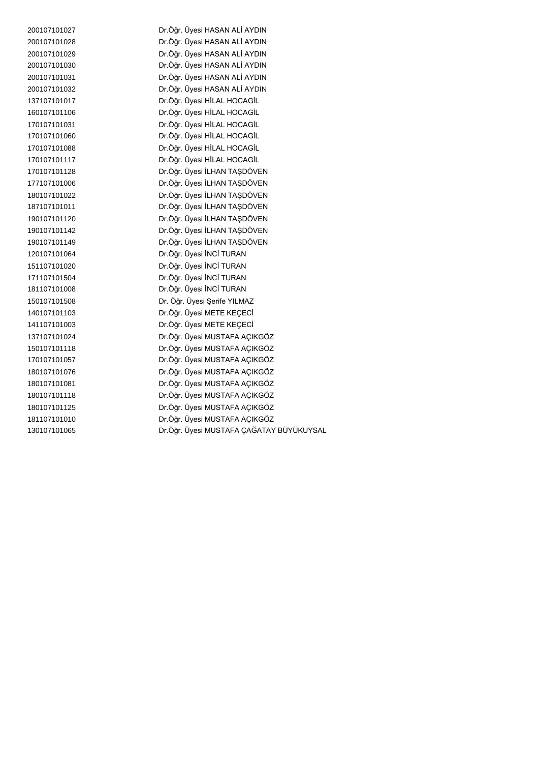| | |
|---|---|
| 200107101027 | Dr.Öğr. Üyesi HASAN ALİ AYDIN |
| 200107101028 | Dr.Öğr. Üyesi HASAN ALİ AYDIN |
| 200107101029 | Dr.Öğr. Üyesi HASAN ALİ AYDIN |
| 200107101030 | Dr.Öğr. Üyesi HASAN ALİ AYDIN |
| 200107101031 | Dr.Öğr. Üyesi HASAN ALİ AYDIN |
| 200107101032 | Dr.Öğr. Üyesi HASAN ALİ AYDIN |
| 137107101017 | Dr.Öğr. Üyesi HİLAL HOCAGİL |
| 160107101106 | Dr.Öğr. Üyesi HİLAL HOCAGİL |
| 170107101031 | Dr.Öğr. Üyesi HİLAL HOCAGİL |
| 170107101060 | Dr.Öğr. Üyesi HİLAL HOCAGİL |
| 170107101088 | Dr.Öğr. Üyesi HİLAL HOCAGİL |
| 170107101117 | Dr.Öğr. Üyesi HİLAL HOCAGİL |
| 170107101128 | Dr.Öğr. Üyesi İLHAN TAŞDÖVEN |
| 177107101006 | Dr.Öğr. Üyesi İLHAN TAŞDÖVEN |
| 180107101022 | Dr.Öğr. Üyesi İLHAN TAŞDÖVEN |
| 187107101011 | Dr.Öğr. Üyesi İLHAN TAŞDÖVEN |
| 190107101120 | Dr.Öğr. Üyesi İLHAN TAŞDÖVEN |
| 190107101142 | Dr.Öğr. Üyesi İLHAN TAŞDÖVEN |
| 190107101149 | Dr.Öğr. Üyesi İLHAN TAŞDÖVEN |
| 120107101064 | Dr.Öğr. Üyesi İNCİ TURAN |
| 151107101020 | Dr.Öğr. Üyesi İNCİ TURAN |
| 171107101504 | Dr.Öğr. Üyesi İNCİ TURAN |
| 181107101008 | Dr.Öğr. Üyesi İNCİ TURAN |
| 150107101508 | Dr. Öğr. Üyesi Şerife YILMAZ |
| 140107101103 | Dr.Öğr. Üyesi METE KEÇECİ |
| 141107101003 | Dr.Öğr. Üyesi METE KEÇECİ |
| 137107101024 | Dr.Öğr. Üyesi MUSTAFA AÇIKGÖZ |
| 150107101118 | Dr.Öğr. Üyesi MUSTAFA AÇIKGÖZ |
| 170107101057 | Dr.Öğr. Üyesi MUSTAFA AÇIKGÖZ |
| 180107101076 | Dr.Öğr. Üyesi MUSTAFA AÇIKGÖZ |
| 180107101081 | Dr.Öğr. Üyesi MUSTAFA AÇIKGÖZ |
| 180107101118 | Dr.Öğr. Üyesi MUSTAFA AÇIKGÖZ |
| 180107101125 | Dr.Öğr. Üyesi MUSTAFA AÇIKGÖZ |
| 181107101010 | Dr.Öğr. Üyesi MUSTAFA AÇIKGÖZ |
| 130107101065 | Dr.Öğr. Üyesi MUSTAFA ÇAĞATAY BÜYÜKUYSAL |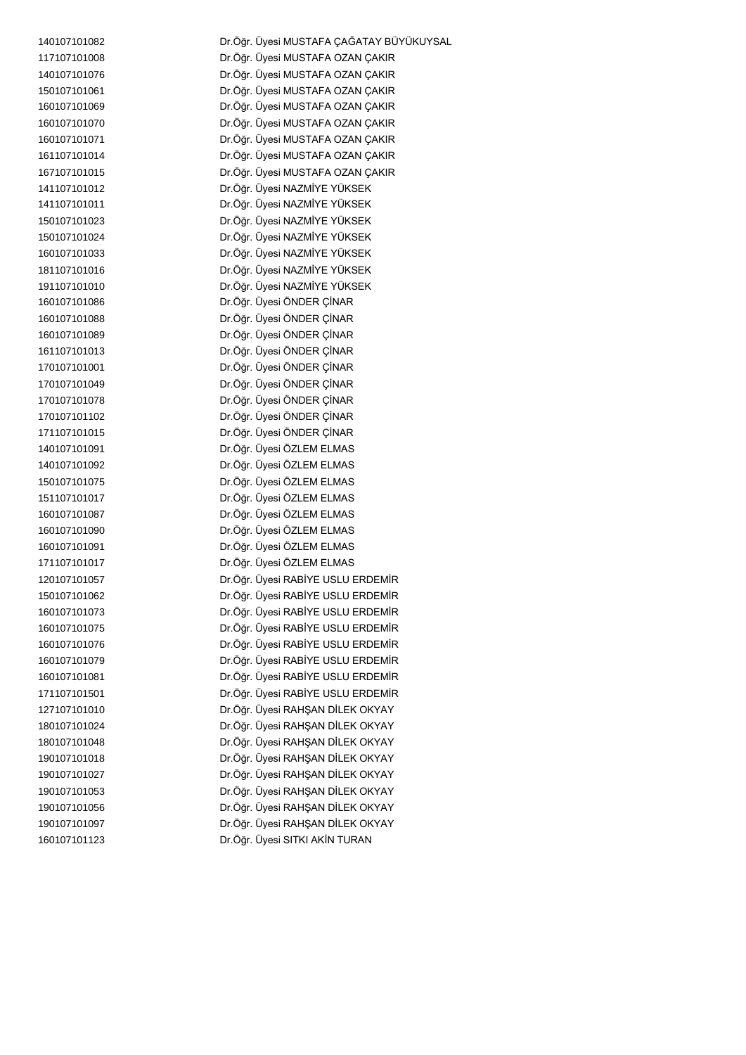| | |
|---|---|
| 140107101082 | Dr.Öğr. Üyesi MUSTAFA ÇAĞATAY BÜYÜKUYSAL |
| 117107101008 | Dr.Öğr. Üyesi MUSTAFA OZAN ÇAKIR |
| 140107101076 | Dr.Öğr. Üyesi MUSTAFA OZAN ÇAKIR |
| 150107101061 | Dr.Öğr. Üyesi MUSTAFA OZAN ÇAKIR |
| 160107101069 | Dr.Öğr. Üyesi MUSTAFA OZAN ÇAKIR |
| 160107101070 | Dr.Öğr. Üyesi MUSTAFA OZAN ÇAKIR |
| 160107101071 | Dr.Öğr. Üyesi MUSTAFA OZAN ÇAKIR |
| 161107101014 | Dr.Öğr. Üyesi MUSTAFA OZAN ÇAKIR |
| 167107101015 | Dr.Öğr. Üyesi MUSTAFA OZAN ÇAKIR |
| 141107101012 | Dr.Öğr. Üyesi NAZMİYE YÜKSEK |
| 141107101011 | Dr.Öğr. Üyesi NAZMİYE YÜKSEK |
| 150107101023 | Dr.Öğr. Üyesi NAZMİYE YÜKSEK |
| 150107101024 | Dr.Öğr. Üyesi NAZMİYE YÜKSEK |
| 160107101033 | Dr.Öğr. Üyesi NAZMİYE YÜKSEK |
| 181107101016 | Dr.Öğr. Üyesi NAZMİYE YÜKSEK |
| 191107101010 | Dr.Öğr. Üyesi NAZMİYE YÜKSEK |
| 160107101086 | Dr.Öğr. Üyesi ÖNDER ÇİNAR |
| 160107101088 | Dr.Öğr. Üyesi ÖNDER ÇİNAR |
| 160107101089 | Dr.Öğr. Üyesi ÖNDER ÇİNAR |
| 161107101013 | Dr.Öğr. Üyesi ÖNDER ÇİNAR |
| 170107101001 | Dr.Öğr. Üyesi ÖNDER ÇİNAR |
| 170107101049 | Dr.Öğr. Üyesi ÖNDER ÇİNAR |
| 170107101078 | Dr.Öğr. Üyesi ÖNDER ÇİNAR |
| 170107101102 | Dr.Öğr. Üyesi ÖNDER ÇİNAR |
| 171107101015 | Dr.Öğr. Üyesi ÖNDER ÇİNAR |
| 140107101091 | Dr.Öğr. Üyesi ÖZLEM ELMAS |
| 140107101092 | Dr.Öğr. Üyesi ÖZLEM ELMAS |
| 150107101075 | Dr.Öğr. Üyesi ÖZLEM ELMAS |
| 151107101017 | Dr.Öğr. Üyesi ÖZLEM ELMAS |
| 160107101087 | Dr.Öğr. Üyesi ÖZLEM ELMAS |
| 160107101090 | Dr.Öğr. Üyesi ÖZLEM ELMAS |
| 160107101091 | Dr.Öğr. Üyesi ÖZLEM ELMAS |
| 171107101017 | Dr.Öğr. Üyesi ÖZLEM ELMAS |
| 120107101057 | Dr.Öğr. Üyesi RABİYE USLU ERDEMİR |
| 150107101062 | Dr.Öğr. Üyesi RABİYE USLU ERDEMİR |
| 160107101073 | Dr.Öğr. Üyesi RABİYE USLU ERDEMİR |
| 160107101075 | Dr.Öğr. Üyesi RABİYE USLU ERDEMİR |
| 160107101076 | Dr.Öğr. Üyesi RABİYE USLU ERDEMİR |
| 160107101079 | Dr.Öğr. Üyesi RABİYE USLU ERDEMİR |
| 160107101081 | Dr.Öğr. Üyesi RABİYE USLU ERDEMİR |
| 171107101501 | Dr.Öğr. Üyesi RABİYE USLU ERDEMİR |
| 127107101010 | Dr.Öğr. Üyesi RAHŞAN DİLEK OKYAY |
| 180107101024 | Dr.Öğr. Üyesi RAHŞAN DİLEK OKYAY |
| 180107101048 | Dr.Öğr. Üyesi RAHŞAN DİLEK OKYAY |
| 190107101018 | Dr.Öğr. Üyesi RAHŞAN DİLEK OKYAY |
| 190107101027 | Dr.Öğr. Üyesi RAHŞAN DİLEK OKYAY |
| 190107101053 | Dr.Öğr. Üyesi RAHŞAN DİLEK OKYAY |
| 190107101056 | Dr.Öğr. Üyesi RAHŞAN DİLEK OKYAY |
| 190107101097 | Dr.Öğr. Üyesi RAHŞAN DİLEK OKYAY |
| 160107101123 | Dr.Öğr. Üyesi SITKI AKİN TURAN |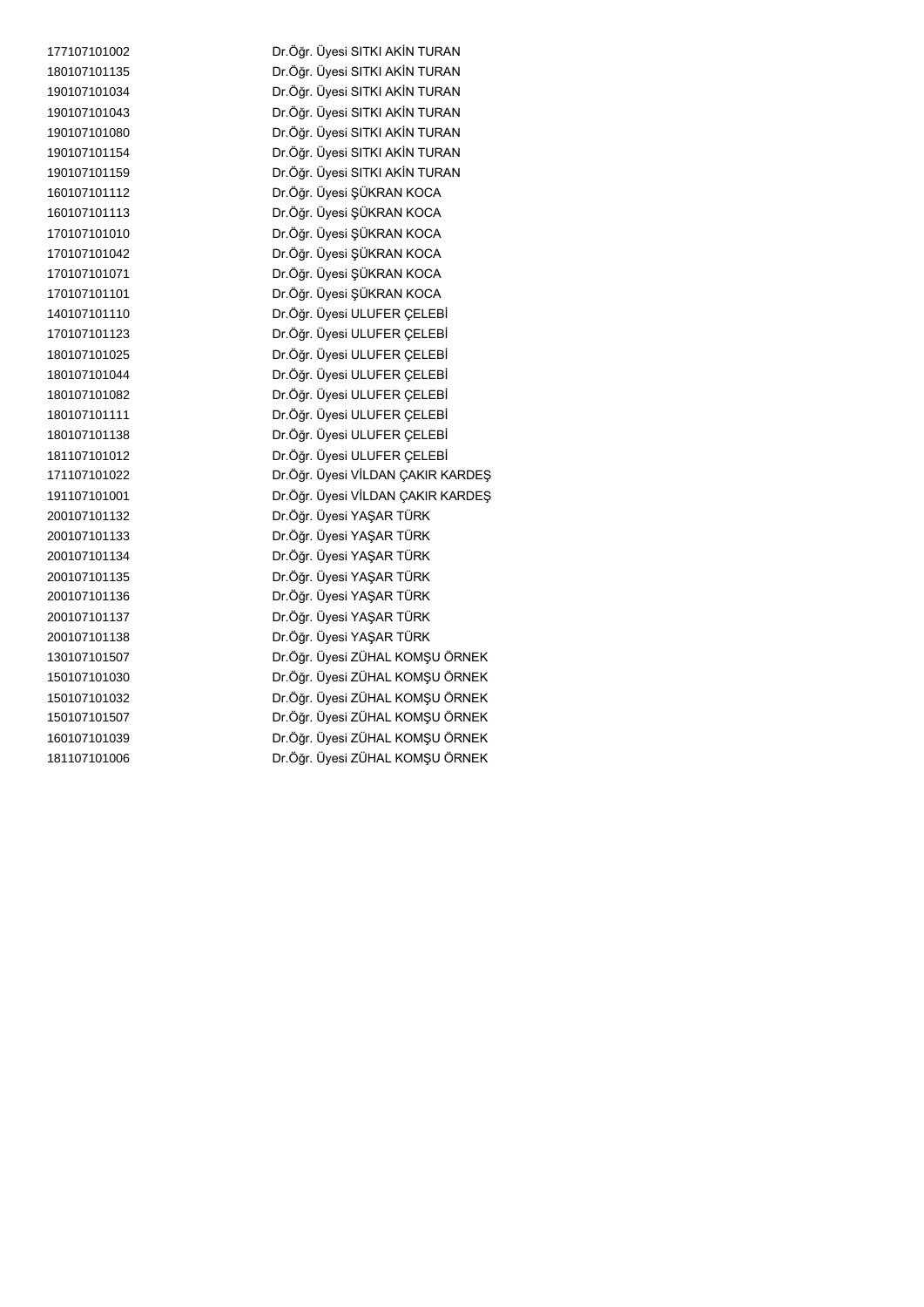| | |
|---|---|
| 177107101002 | Dr.Öğr. Üyesi SITKI AKİN TURAN |
| 180107101135 | Dr.Öğr. Üyesi SITKI AKİN TURAN |
| 190107101034 | Dr.Öğr. Üyesi SITKI AKİN TURAN |
| 190107101043 | Dr.Öğr. Üyesi SITKI AKİN TURAN |
| 190107101080 | Dr.Öğr. Üyesi SITKI AKİN TURAN |
| 190107101154 | Dr.Öğr. Üyesi SITKI AKİN TURAN |
| 190107101159 | Dr.Öğr. Üyesi SITKI AKİN TURAN |
| 160107101112 | Dr.Öğr. Üyesi ŞÜKRAN KOCA |
| 160107101113 | Dr.Öğr. Üyesi ŞÜKRAN KOCA |
| 170107101010 | Dr.Öğr. Üyesi ŞÜKRAN KOCA |
| 170107101042 | Dr.Öğr. Üyesi ŞÜKRAN KOCA |
| 170107101071 | Dr.Öğr. Üyesi ŞÜKRAN KOCA |
| 170107101101 | Dr.Öğr. Üyesi ŞÜKRAN KOCA |
| 140107101110 | Dr.Öğr. Üyesi ULUFER ÇELEBİ |
| 170107101123 | Dr.Öğr. Üyesi ULUFER ÇELEBİ |
| 180107101025 | Dr.Öğr. Üyesi ULUFER ÇELEBİ |
| 180107101044 | Dr.Öğr. Üyesi ULUFER ÇELEBİ |
| 180107101082 | Dr.Öğr. Üyesi ULUFER ÇELEBİ |
| 180107101111 | Dr.Öğr. Üyesi ULUFER ÇELEBİ |
| 180107101138 | Dr.Öğr. Üyesi ULUFER ÇELEBİ |
| 181107101012 | Dr.Öğr. Üyesi ULUFER ÇELEBİ |
| 171107101022 | Dr.Öğr. Üyesi VİLDAN ÇAKIR KARDEŞ |
| 191107101001 | Dr.Öğr. Üyesi VİLDAN ÇAKIR KARDEŞ |
| 200107101132 | Dr.Öğr. Üyesi YAŞAR TÜRK |
| 200107101133 | Dr.Öğr. Üyesi YAŞAR TÜRK |
| 200107101134 | Dr.Öğr. Üyesi YAŞAR TÜRK |
| 200107101135 | Dr.Öğr. Üyesi YAŞAR TÜRK |
| 200107101136 | Dr.Öğr. Üyesi YAŞAR TÜRK |
| 200107101137 | Dr.Öğr. Üyesi YAŞAR TÜRK |
| 200107101138 | Dr.Öğr. Üyesi YAŞAR TÜRK |
| 130107101507 | Dr.Öğr. Üyesi ZÜHAL KOMŞU ÖRNEK |
| 150107101030 | Dr.Öğr. Üyesi ZÜHAL KOMŞU ÖRNEK |
| 150107101032 | Dr.Öğr. Üyesi ZÜHAL KOMŞU ÖRNEK |
| 150107101507 | Dr.Öğr. Üyesi ZÜHAL KOMŞU ÖRNEK |
| 160107101039 | Dr.Öğr. Üyesi ZÜHAL KOMŞU ÖRNEK |
| 181107101006 | Dr.Öğr. Üyesi ZÜHAL KOMŞU ÖRNEK |